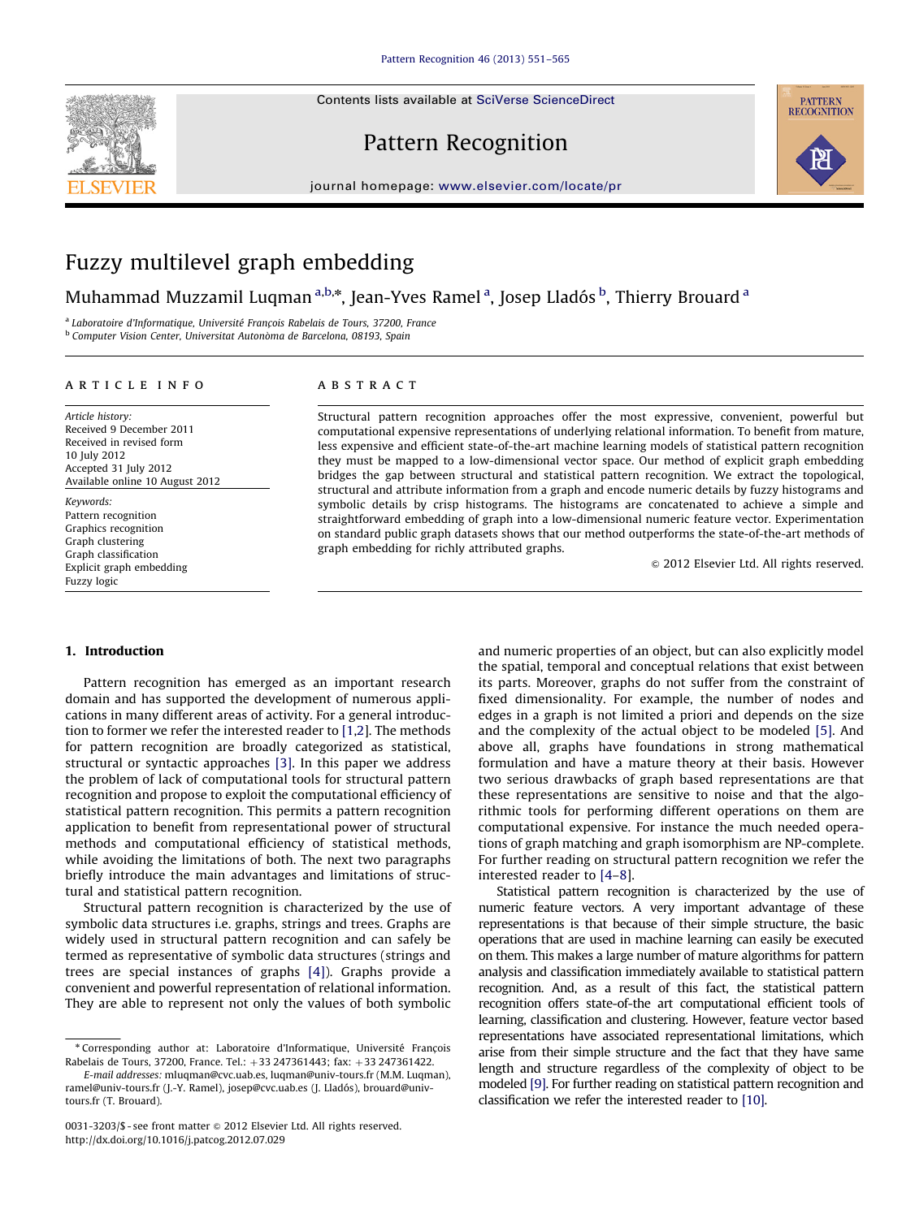# Fuzzy multilevel graph embedding

Muhammad Muzzamil Luqman [a,b,*], Jean-Yves Ramel [a], Josep Lladós [b], Thierry Brouard [a]

[a] *Laboratoire d'Informatique, Université François Rabelais de Tours, 37200, France*

[b] *Computer Vision Center, Universitat Autonòma de Barcelona, 08193, Spain*

**ARTICLE INFO**

*Article history:*
Received 9 December 2011
Received in revised form
10 July 2012
Accepted 31 July 2012
Available online 10 August 2012

*Keywords:*
Pattern recognition
Graphics recognition
Graph clustering
Graph classification
Explicit graph embedding
Fuzzy logic

**ABSTRACT**

Structural pattern recognition approaches offer the most expressive, convenient, powerful but computational expensive representations of underlying relational information. To benefit from mature, less expensive and efficient state-of-the-art machine learning models of statistical pattern recognition they must be mapped to a low-dimensional vector space. Our method of explicit graph embedding bridges the gap between structural and statistical pattern recognition. We extract the topological, structural and attribute information from a graph and encode numeric details by fuzzy histograms and symbolic details by crisp histograms. The histograms are concatenated to achieve a simple and straightforward embedding of graph into a low-dimensional numeric feature vector. Experimentation on standard public graph datasets shows that our method outperforms the state-of-the-art methods of graph embedding for richly attributed graphs.

© 2012 Elsevier Ltd. All rights reserved.

## 1. Introduction

Pattern recognition has emerged as an important research domain and has supported the development of numerous applications in many different areas of activity. For a general introduction to former we refer the interested reader to [1,2]. The methods for pattern recognition are broadly categorized as statistical, structural or syntactic approaches [3]. In this paper we address the problem of lack of computational tools for structural pattern recognition and propose to exploit the computational efficiency of statistical pattern recognition. This permits a pattern recognition application to benefit from representational power of structural methods and computational efficiency of statistical methods, while avoiding the limitations of both. The next two paragraphs briefly introduce the main advantages and limitations of structural and statistical pattern recognition.

Structural pattern recognition is characterized by the use of symbolic data structures i.e. graphs, strings and trees. Graphs are widely used in structural pattern recognition and can safely be termed as representative of symbolic data structures (strings and trees are special instances of graphs [4]). Graphs provide a convenient and powerful representation of relational information. They are able to represent not only the values of both symbolic and numeric properties of an object, but can also explicitly model the spatial, temporal and conceptual relations that exist between its parts. Moreover, graphs do not suffer from the constraint of fixed dimensionality. For example, the number of nodes and edges in a graph is not limited a priori and depends on the size and the complexity of the actual object to be modeled [5]. And above all, graphs have foundations in strong mathematical formulation and have a mature theory at their basis. However two serious drawbacks of graph based representations are that these representations are sensitive to noise and that the algorithmic tools for performing different operations on them are computational expensive. For instance the much needed operations of graph matching and graph isomorphism are NP-complete. For further reading on structural pattern recognition we refer the interested reader to [4–8].

Statistical pattern recognition is characterized by the use of numeric feature vectors. A very important advantage of these representations is that because of their simple structure, the basic operations that are used in machine learning can easily be executed on them. This makes a large number of mature algorithms for pattern analysis and classification immediately available to statistical pattern recognition. And, as a result of this fact, the statistical pattern recognition offers state-of-the art computational efficient tools of learning, classification and clustering. However, feature vector based representations have associated representational limitations, which arise from their simple structure and the fact that they have same length and structure regardless of the complexity of object to be modeled [9]. For further reading on statistical pattern recognition and classification we refer the interested reader to [10].

* Corresponding author at: Laboratoire d'Informatique, Université François Rabelais de Tours, 37200, France. Tel.: +33 247361443; fax: +33 247361422.
*E-mail addresses:* mluqman@cvc.uab.es, luqman@univ-tours.fr (M.M. Luqman), ramel@univ-tours.fr (J.-Y. Ramel), josep@cvc.uab.es (J. Lladós), brouard@univ-tours.fr (T. Brouard).

0031-3203/$ - see front matter © 2012 Elsevier Ltd. All rights reserved.
http://dx.doi.org/10.1016/j.patcog.2012.07.029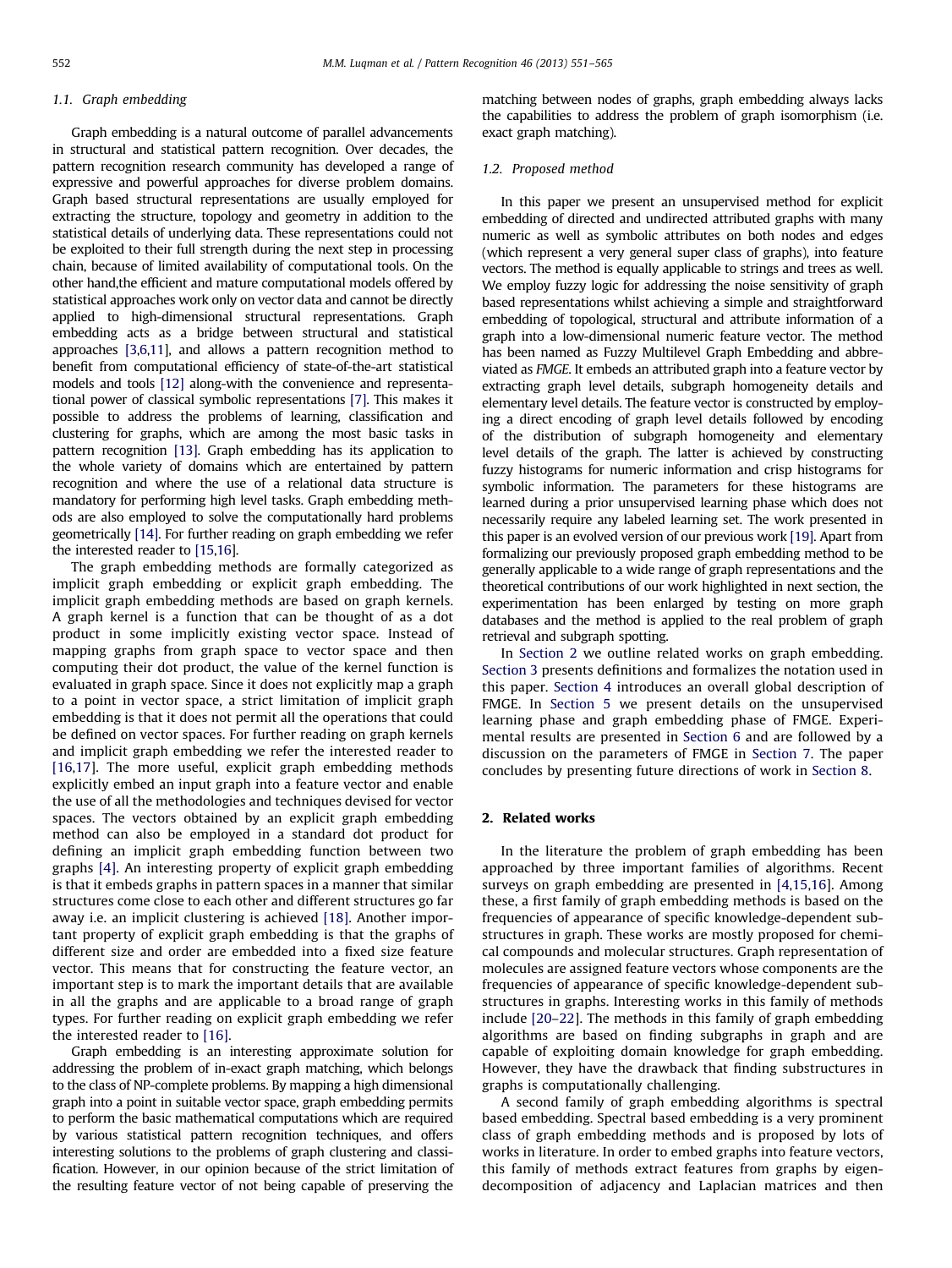### 1.1. Graph embedding

Graph embedding is a natural outcome of parallel advancements in structural and statistical pattern recognition. Over decades, the pattern recognition research community has developed a range of expressive and powerful approaches for diverse problem domains. Graph based structural representations are usually employed for extracting the structure, topology and geometry in addition to the statistical details of underlying data. These representations could not be exploited to their full strength during the next step in processing chain, because of limited availability of computational tools. On the other hand,the efficient and mature computational models offered by statistical approaches work only on vector data and cannot be directly applied to high-dimensional structural representations. Graph embedding acts as a bridge between structural and statistical approaches [3,6,11], and allows a pattern recognition method to benefit from computational efficiency of state-of-the-art statistical models and tools [12] along-with the convenience and representational power of classical symbolic representations [7]. This makes it possible to address the problems of learning, classification and clustering for graphs, which are among the most basic tasks in pattern recognition [13]. Graph embedding has its application to the whole variety of domains which are entertained by pattern recognition and where the use of a relational data structure is mandatory for performing high level tasks. Graph embedding methods are also employed to solve the computationally hard problems geometrically [14]. For further reading on graph embedding we refer the interested reader to [15,16].

The graph embedding methods are formally categorized as implicit graph embedding or explicit graph embedding. The implicit graph embedding methods are based on graph kernels. A graph kernel is a function that can be thought of as a dot product in some implicitly existing vector space. Instead of mapping graphs from graph space to vector space and then computing their dot product, the value of the kernel function is evaluated in graph space. Since it does not explicitly map a graph to a point in vector space, a strict limitation of implicit graph embedding is that it does not permit all the operations that could be defined on vector spaces. For further reading on graph kernels and implicit graph embedding we refer the interested reader to [16,17]. The more useful, explicit graph embedding methods explicitly embed an input graph into a feature vector and enable the use of all the methodologies and techniques devised for vector spaces. The vectors obtained by an explicit graph embedding method can also be employed in a standard dot product for defining an implicit graph embedding function between two graphs [4]. An interesting property of explicit graph embedding is that it embeds graphs in pattern spaces in a manner that similar structures come close to each other and different structures go far away i.e. an implicit clustering is achieved [18]. Another important property of explicit graph embedding is that the graphs of different size and order are embedded into a fixed size feature vector. This means that for constructing the feature vector, an important step is to mark the important details that are available in all the graphs and are applicable to a broad range of graph types. For further reading on explicit graph embedding we refer the interested reader to [16].

Graph embedding is an interesting approximate solution for addressing the problem of in-exact graph matching, which belongs to the class of NP-complete problems. By mapping a high dimensional graph into a point in suitable vector space, graph embedding permits to perform the basic mathematical computations which are required by various statistical pattern recognition techniques, and offers interesting solutions to the problems of graph clustering and classification. However, in our opinion because of the strict limitation of the resulting feature vector of not being capable of preserving the matching between nodes of graphs, graph embedding always lacks the capabilities to address the problem of graph isomorphism (i.e. exact graph matching).

### 1.2. Proposed method

In this paper we present an unsupervised method for explicit embedding of directed and undirected attributed graphs with many numeric as well as symbolic attributes on both nodes and edges (which represent a very general super class of graphs), into feature vectors. The method is equally applicable to strings and trees as well. We employ fuzzy logic for addressing the noise sensitivity of graph based representations whilst achieving a simple and straightforward embedding of topological, structural and attribute information of a graph into a low-dimensional numeric feature vector. The method has been named as Fuzzy Multilevel Graph Embedding and abbreviated as *FMGE*. It embeds an attributed graph into a feature vector by extracting graph level details, subgraph homogeneity details and elementary level details. The feature vector is constructed by employing a direct encoding of graph level details followed by encoding of the distribution of subgraph homogeneity and elementary level details of the graph. The latter is achieved by constructing fuzzy histograms for numeric information and crisp histograms for symbolic information. The parameters for these histograms are learned during a prior unsupervised learning phase which does not necessarily require any labeled learning set. The work presented in this paper is an evolved version of our previous work [19]. Apart from formalizing our previously proposed graph embedding method to be generally applicable to a wide range of graph representations and the theoretical contributions of our work highlighted in next section, the experimentation has been enlarged by testing on more graph databases and the method is applied to the real problem of graph retrieval and subgraph spotting.

In Section 2 we outline related works on graph embedding. Section 3 presents definitions and formalizes the notation used in this paper. Section 4 introduces an overall global description of FMGE. In Section 5 we present details on the unsupervised learning phase and graph embedding phase of FMGE. Experimental results are presented in Section 6 and are followed by a discussion on the parameters of FMGE in Section 7. The paper concludes by presenting future directions of work in Section 8.

## 2. Related works

In the literature the problem of graph embedding has been approached by three important families of algorithms. Recent surveys on graph embedding are presented in [4,15,16]. Among these, a first family of graph embedding methods is based on the frequencies of appearance of specific knowledge-dependent substructures in graph. These works are mostly proposed for chemical compounds and molecular structures. Graph representation of molecules are assigned feature vectors whose components are the frequencies of appearance of specific knowledge-dependent substructures in graphs. Interesting works in this family of methods include [20–22]. The methods in this family of graph embedding algorithms are based on finding subgraphs in graph and are capable of exploiting domain knowledge for graph embedding. However, they have the drawback that finding substructures in graphs is computationally challenging.

A second family of graph embedding algorithms is spectral based embedding. Spectral based embedding is a very prominent class of graph embedding methods and is proposed by lots of works in literature. In order to embed graphs into feature vectors, this family of methods extract features from graphs by eigen-decomposition of adjacency and Laplacian matrices and then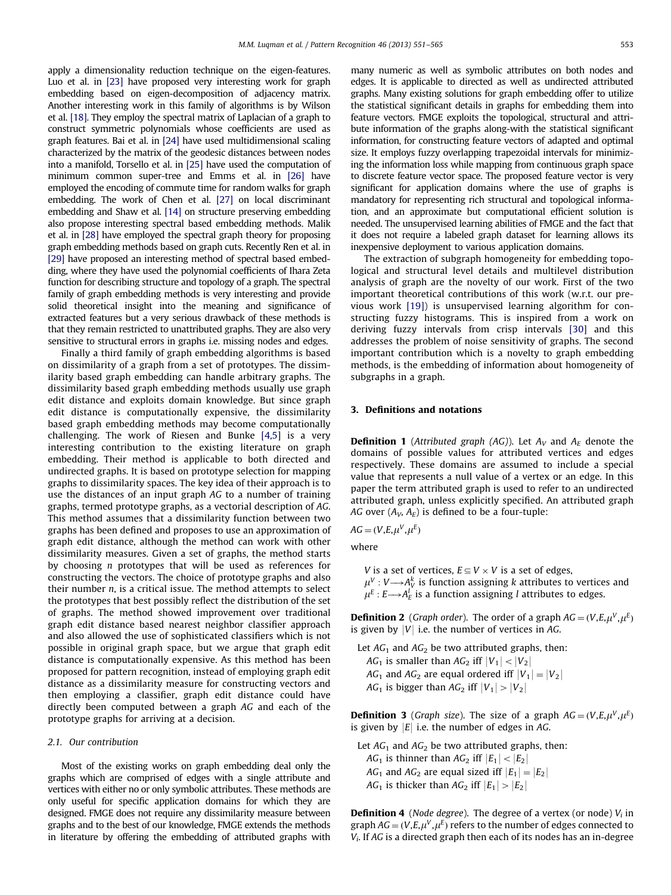apply a dimensionality reduction technique on the eigen-features. Luo et al. in [23] have proposed very interesting work for graph embedding based on eigen-decomposition of adjacency matrix. Another interesting work in this family of algorithms is by Wilson et al. [18]. They employ the spectral matrix of Laplacian of a graph to construct symmetric polynomials whose coefficients are used as graph features. Bai et al. in [24] have used multidimensional scaling characterized by the matrix of the geodesic distances between nodes into a manifold, Torsello et al. in [25] have used the computation of minimum common super-tree and Emms et al. in [26] have employed the encoding of commute time for random walks for graph embedding. The work of Chen et al. [27] on local discriminant embedding and Shaw et al. [14] on structure preserving embedding also propose interesting spectral based embedding methods. Malik et al. in [28] have employed the spectral graph theory for proposing graph embedding methods based on graph cuts. Recently Ren et al. in [29] have proposed an interesting method of spectral based embedding, where they have used the polynomial coefficients of Ihara Zeta function for describing structure and topology of a graph. The spectral family of graph embedding methods is very interesting and provide solid theoretical insight into the meaning and significance of extracted features but a very serious drawback of these methods is that they remain restricted to unattributed graphs. They are also very sensitive to structural errors in graphs i.e. missing nodes and edges.

Finally a third family of graph embedding algorithms is based on dissimilarity of a graph from a set of prototypes. The dissimilarity based graph embedding can handle arbitrary graphs. The dissimilarity based graph embedding methods usually use graph edit distance and exploits domain knowledge. But since graph edit distance is computationally expensive, the dissimilarity based graph embedding methods may become computationally challenging. The work of Riesen and Bunke [4,5] is a very interesting contribution to the existing literature on graph embedding. Their method is applicable to both directed and undirected graphs. It is based on prototype selection for mapping graphs to dissimilarity spaces. The key idea of their approach is to use the distances of an input graph $AG$ to a number of training graphs, termed prototype graphs, as a vectorial description of $AG$. This method assumes that a dissimilarity function between two graphs has been defined and proposes to use an approximation of graph edit distance, although the method can work with other dissimilarity measures. Given a set of graphs, the method starts by choosing $n$ prototypes that will be used as references for constructing the vectors. The choice of prototype graphs and also their number $n$, is a critical issue. The method attempts to select the prototypes that best possibly reflect the distribution of the set of graphs. The method showed improvement over traditional graph edit distance based nearest neighbor classifier approach and also allowed the use of sophisticated classifiers which is not possible in original graph space, but we argue that graph edit distance is computationally expensive. As this method has been proposed for pattern recognition, instead of employing graph edit distance as a dissimilarity measure for constructing vectors and then employing a classifier, graph edit distance could have directly been computed between a graph $AG$ and each of the prototype graphs for arriving at a decision.

### 2.1. Our contribution

Most of the existing works on graph embedding deal only the graphs which are comprised of edges with a single attribute and vertices with either no or only symbolic attributes. These methods are only useful for specific application domains for which they are designed. FMGE does not require any dissimilarity measure between graphs and to the best of our knowledge, FMGE extends the methods in literature by offering the embedding of attributed graphs with many numeric as well as symbolic attributes on both nodes and edges. It is applicable to directed as well as undirected attributed graphs. Many existing solutions for graph embedding offer to utilize the statistical significant details in graphs for embedding them into feature vectors. FMGE exploits the topological, structural and attribute information of the graphs along-with the statistical significant information, for constructing feature vectors of adapted and optimal size. It employs fuzzy overlapping trapezoidal intervals for minimizing the information loss while mapping from continuous graph space to discrete feature vector space. The proposed feature vector is very significant for application domains where the use of graphs is mandatory for representing rich structural and topological information, and an approximate but computational efficient solution is needed. The unsupervised learning abilities of FMGE and the fact that it does not require a labeled graph dataset for learning allows its inexpensive deployment to various application domains.

The extraction of subgraph homogeneity for embedding topological and structural level details and multilevel distribution analysis of graph are the novelty of our work. First of the two important theoretical contributions of this work (w.r.t. our previous work [19]) is unsupervised learning algorithm for constructing fuzzy histograms. This is inspired from a work on deriving fuzzy intervals from crisp intervals [30] and this addresses the problem of noise sensitivity of graphs. The second important contribution which is a novelty to graph embedding methods, is the embedding of information about homogeneity of subgraphs in a graph.

## 3. Definitions and notations

**Definition 1** (*Attributed graph (AG)*). Let $A_V$ and $A_E$ denote the domains of possible values for attributed vertices and edges respectively. These domains are assumed to include a special value that represents a null value of a vertex or an edge. In this paper the term attributed graph is used to refer to an undirected attributed graph, unless explicitly specified. An attributed graph $AG$ over $(A_V, A_E)$ is defined to be a four-tuple:

$$AG = (V, E, \mu^V, \mu^E)$$

where

- $V$ is a set of vertices, $E \subseteq V \times V$ is a set of edges,
- $\mu^V : V \longrightarrow A_V^k$ is function assigning $k$ attributes to vertices and
- $\mu^E : E \longrightarrow A_E^l$ is a function assigning $l$ attributes to edges.

**Definition 2** (*Graph order*). The order of a graph $AG = (V, E, \mu^V, \mu^E)$ is given by $|V|$ i.e. the number of vertices in $AG$.

Let $AG_1$ and $AG_2$ be two attributed graphs, then:
- $AG_1$ is smaller than $AG_2$ iff $|V_1| < |V_2|$
- $AG_1$ and $AG_2$ are equal ordered iff $|V_1| = |V_2|$
- $AG_1$ is bigger than $AG_2$ iff $|V_1| > |V_2|$

**Definition 3** (*Graph size*). The size of a graph $AG = (V, E, \mu^V, \mu^E)$ is given by $|E|$ i.e. the number of edges in $AG$.

Let $AG_1$ and $AG_2$ be two attributed graphs, then:
- $AG_1$ is thinner than $AG_2$ iff $|E_1| < |E_2|$
- $AG_1$ and $AG_2$ are equal sized iff $|E_1| = |E_2|$
- $AG_1$ is thicker than $AG_2$ iff $|E_1| > |E_2|$

**Definition 4** (*Node degree*). The degree of a vertex (or node) $V_i$ in graph $AG = (V, E, \mu^V, \mu^E)$ refers to the number of edges connected to $V_i$. If $AG$ is a directed graph then each of its nodes has an in-degree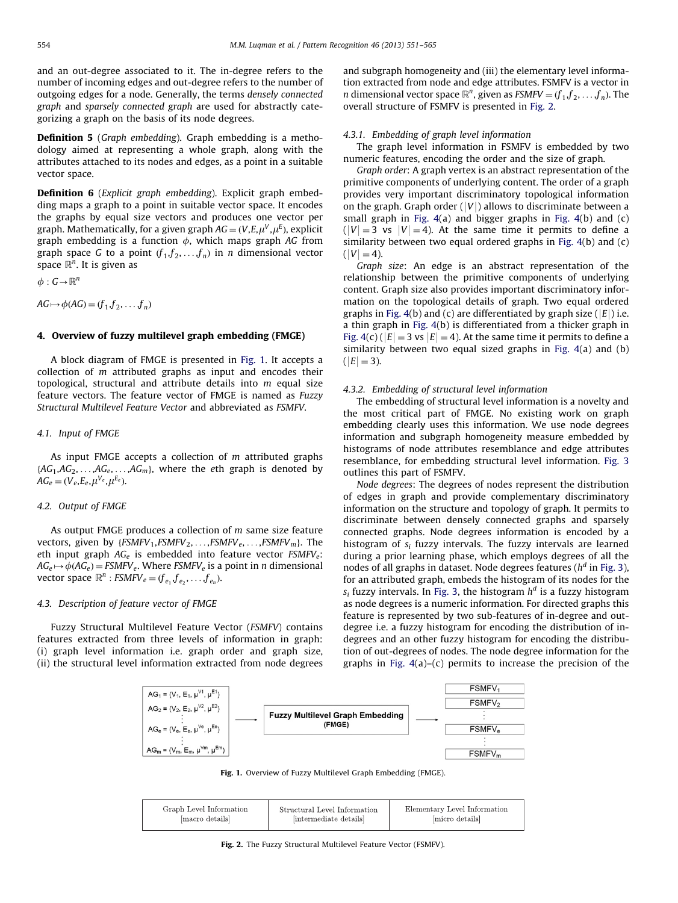and an out-degree associated to it. The in-degree refers to the number of incoming edges and out-degree refers to the number of outgoing edges for a node. Generally, the terms *densely connected graph* and *sparsely connected graph* are used for abstractly categorizing a graph on the basis of its node degrees.

**Definition 5** (*Graph embedding*). Graph embedding is a methodology aimed at representing a whole graph, along with the attributes attached to its nodes and edges, as a point in a suitable vector space.

**Definition 6** (*Explicit graph embedding*). Explicit graph embedding maps a graph to a point in suitable vector space. It encodes the graphs by equal size vectors and produces one vector per graph. Mathematically, for a given graph $AG = (V, E, \mu^V, \mu^E)$, explicit graph embedding is a function $\phi$, which maps graph $AG$ from graph space $G$ to a point $(f_1, f_2, \ldots, f_n)$ in $n$ dimensional vector space $\mathbb{R}^n$. It is given as

$$\phi : G \rightarrow \mathbb{R}^n$$

$$AG \mapsto \phi(AG) = (f_1, f_2, \ldots, f_n)$$

## 4. Overview of fuzzy multilevel graph embedding (FMGE)

A block diagram of FMGE is presented in Fig. 1. It accepts a collection of $m$ attributed graphs as input and encodes their topological, structural and attribute details into $m$ equal size feature vectors. The feature vector of FMGE is named as *Fuzzy Structural Multilevel Feature Vector* and abbreviated as *FSMFV*.

### 4.1. Input of FMGE

As input FMGE accepts a collection of $m$ attributed graphs $\{AG_1, AG_2, \ldots, AG_e, \ldots, AG_m\}$, where the $e$th graph is denoted by $AG_e = (V_e, E_e, \mu^{V_e}, \mu^{E_e})$.

### 4.2. Output of FMGE

As output FMGE produces a collection of $m$ same size feature vectors, given by $\{FSMFV_1, FSMFV_2, \ldots, FSMFV_e, \ldots, FSMFV_m\}$. The $e$th input graph $AG_e$ is embedded into feature vector $FSMFV_e$: $AG_e \mapsto \phi(AG_e) = FSMFV_e$. Where $FSMFV_e$ is a point in $n$ dimensional vector space $\mathbb{R}^n$ : $FSMFV_e = (f_{e_1}, f_{e_2}, \ldots, f_{e_n})$.

### 4.3. Description of feature vector of FMGE

Fuzzy Structural Multilevel Feature Vector (*FSMFV*) contains features extracted from three levels of information in graph: (i) graph level information i.e. graph order and graph size, (ii) the structural level information extracted from node degrees and subgraph homogeneity and (iii) the elementary level information extracted from node and edge attributes. FSMFV is a vector in $n$ dimensional vector space $\mathbb{R}^n$, given as $FSMFV = (f_1, f_2, \ldots, f_n)$. The overall structure of FSMFV is presented in Fig. 2.

#### 4.3.1. Embedding of graph level information

The graph level information in FSMFV is embedded by two numeric features, encoding the order and the size of graph.

*Graph order*: A graph vertex is an abstract representation of the primitive components of underlying content. The order of a graph provides very important discriminatory topological information on the graph. Graph order ($|V|$) allows to discriminate between a small graph in Fig. 4(a) and bigger graphs in Fig. 4(b) and (c) ($|V| = 3$ vs $|V| = 4$). At the same time it permits to define a similarity between two equal ordered graphs in Fig. 4(b) and (c) ($|V| = 4$).

*Graph size*: An edge is an abstract representation of the relationship between the primitive components of underlying content. Graph size also provides important discriminatory information on the topological details of graph. Two equal ordered graphs in Fig. 4(b) and (c) are differentiated by graph size ($|E|$) i.e. a thin graph in Fig. 4(b) is differentiated from a thicker graph in Fig. 4(c) ($|E| = 3$ vs $|E| = 4$). At the same time it permits to define a similarity between two equal sized graphs in Fig. 4(a) and (b) ($|E| = 3$).

#### 4.3.2. Embedding of structural level information

The embedding of structural level information is a novelty and the most critical part of FMGE. No existing work on graph embedding clearly uses this information. We use node degrees information and subgraph homogeneity measure embedded by histograms of node attributes resemblance and edge attributes resemblance, for embedding structural level information. Fig. 3 outlines this part of FSMFV.

*Node degrees*: The degrees of nodes represent the distribution of edges in graph and provide complementary discriminatory information on the structure and topology of graph. It permits to discriminate between densely connected graphs and sparsely connected graphs. Node degrees information is encoded by a histogram of $s_i$ fuzzy intervals. The fuzzy intervals are learned during a prior learning phase, which employs degrees of all the nodes of all graphs in dataset. Node degrees features ($h^d$ in Fig. 3), for an attributed graph, embeds the histogram of its nodes for the $s_i$ fuzzy intervals. In Fig. 3, the histogram $h^d$ is a fuzzy histogram as node degrees is a numeric information. For directed graphs this feature is represented by two sub-features of in-degree and out-degree i.e. a fuzzy histogram for encoding the distribution of in-degrees and an other fuzzy histogram for encoding the distribution of out-degrees of nodes. The node degree information for the graphs in Fig. 4(a)–(c) permits to increase the precision of the

| $AG_1 = (V_1, E_1, \mu^{V1}, \mu^{E1})$<br>$AG_2 = (V_2, E_2, \mu^{V2}, \mu^{E2})$<br>⋮<br>$AG_e = (V_e, E_e, \mu^{Ve}, \mu^{Ee})$<br>⋮<br>$AG_m = (V_m, E_m, \mu^{Vm}, \mu^{Em})$ | → | Fuzzy Multilevel Graph Embedding (FMGE) | → | $FSMFV_1$<br>$FSMFV_2$<br>⋮<br>$FSMFV_e$<br>⋮<br>$FSMFV_m$ |
|---|---|---|---|---|

**Fig. 1.** Overview of Fuzzy Multilevel Graph Embedding (FMGE).

| Graph Level Information [macro details] | Structural Level Information [intermediate details] | Elementary Level Information [micro details] |
|---|---|---|

**Fig. 2.** The Fuzzy Structural Multilevel Feature Vector (FSMFV).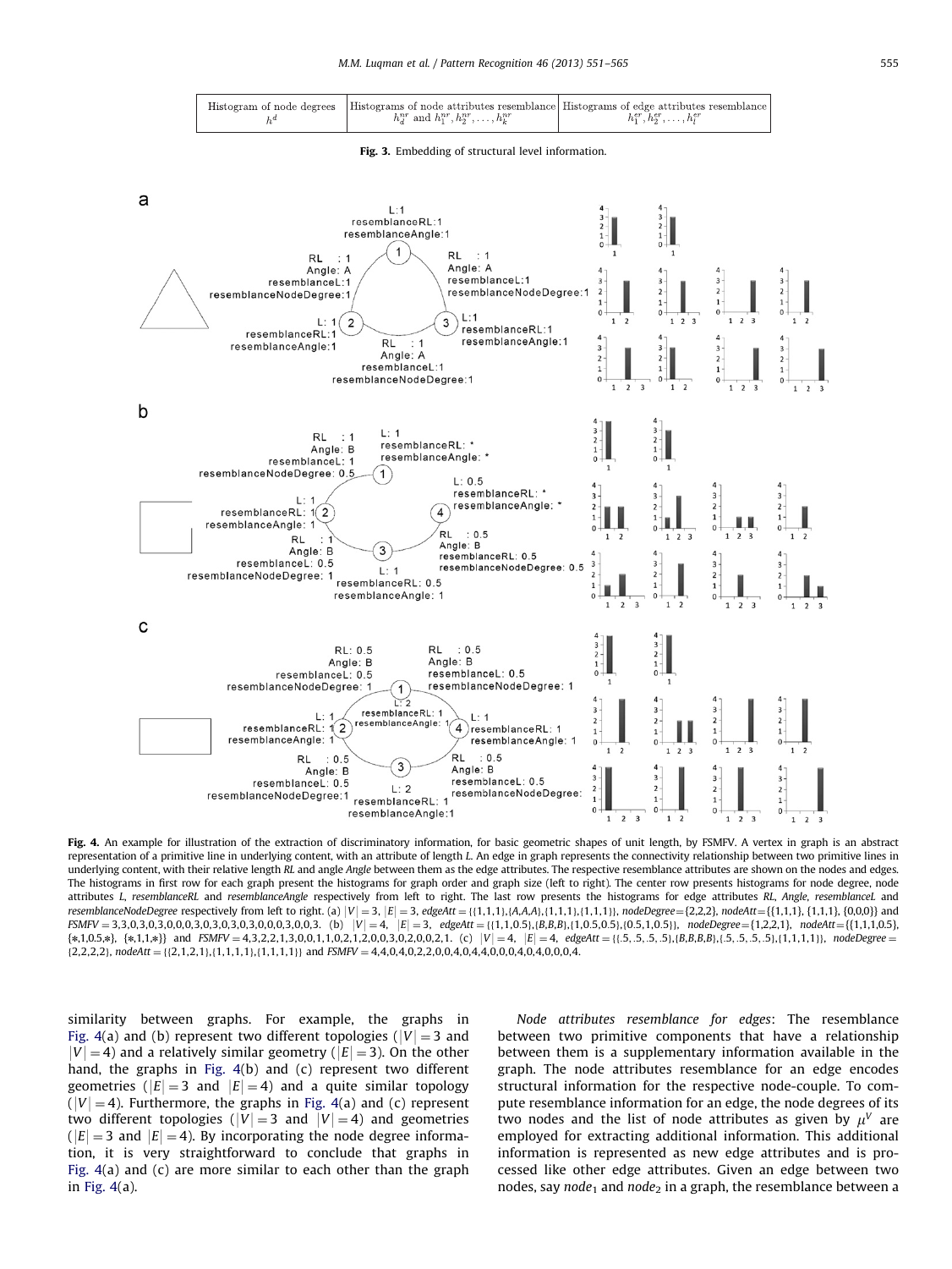| Histogram of node degrees $h^d$ | Histograms of node attributes resemblance $h_d^{nr}$ and $h_1^{nr}, h_2^{nr}, \ldots, h_k^{nr}$ | Histograms of edge attributes resemblance $h_1^{er}, h_2^{er}, \ldots, h_l^{er}$ |
|---|---|---|

**Fig. 3.** Embedding of structural level information.

**Fig. 4.** An example for illustration of the extraction of discriminatory information, for basic geometric shapes of unit length, by FSMFV. A vertex in graph is an abstract representation of a primitive line in underlying content, with an attribute of length *L*. An edge in graph represents the connectivity relationship between two primitive lines in underlying content, with their relative length *RL* and angle *Angle* between them as the edge attributes. The respective resemblance attributes are shown on the nodes and edges. The histograms in first row for each graph present the histograms for graph order and graph size (left to right). The center row presents histograms for node degree, node attributes *L*, *resemblanceRL* and *resemblanceAngle* respectively from left to right. The last row presents the histograms for edge attributes *RL*, *Angle*, *resemblanceL* and *resemblanceNodeDegree* respectively from left to right. (a) $|V|=3$, $|E|=3$, *edgeAtt* = {{1,1,1},{A,A,A},{1,1,1},{1,1,1}}, *nodeDegree* = {2,2,2}, *nodeAtt* = {{1,1,1}, {1,1,1}, {0,0,0}} and *FSMFV* = 3,3,0,3,0,3,0,0,0,3,0,3,0,3,0,3,0,0,0,3,0,0,3. (b) $|V|=4$, $|E|=3$, *edgeAtt* = {{1,1,0.5},{B,B,B},{1,0.5,0.5},{0.5,1,0.5}}, *nodeDegree* = {1,2,2,1}, *nodeAtt* = {{1,1,1,0.5}, {*,1,0.5,*}, {*,1,*,*}} and *FSMFV* = 4,3,2,2,1,3,0,0,1,1,0,2,1,2,0,0,3,0,2,0,0,2,1. (c) $|V|=4$, $|E|=4$, *edgeAtt* = {{.5, .5, .5, .5},{B,B,B,B},{.5, .5, .5, .5},{1,1,1,1}}, *nodeDegree* = {2,2,2,2}, *nodeAtt* = {{2,1,2,1},{1,1,1,1},{1,1,1,1}} and *FSMFV* = 4,4,0,4,0,2,2,0,0,4,0,4,4,0,0,0,4,0,4,0,0,0,4.

similarity between graphs. For example, the graphs in Fig. 4(a) and (b) represent two different topologies ($|V|=3$ and $|V|=4$) and a relatively similar geometry ($|E|=3$). On the other hand, the graphs in Fig. 4(b) and (c) represent two different geometries ($|E|=3$ and $|E|=4$) and a quite similar topology ($|V|=4$). Furthermore, the graphs in Fig. 4(a) and (c) represent two different topologies ($|V|=3$ and $|V|=4$) and geometries ($|E|=3$ and $|E|=4$). By incorporating the node degree information, it is very straightforward to conclude that graphs in Fig. 4(a) and (c) are more similar to each other than the graph in Fig. 4(a).

*Node attributes resemblance for edges*: The resemblance between two primitive components that have a relationship between them is a supplementary information available in the graph. The node attributes resemblance for an edge encodes structural information for the respective node-couple. To compute resemblance information for an edge, the node degrees of its two nodes and the list of node attributes as given by $\mu^V$ are employed for extracting additional information. This additional information is represented as new edge attributes and is processed like other edge attributes. Given an edge between two nodes, say $node_1$ and $node_2$ in a graph, the resemblance between a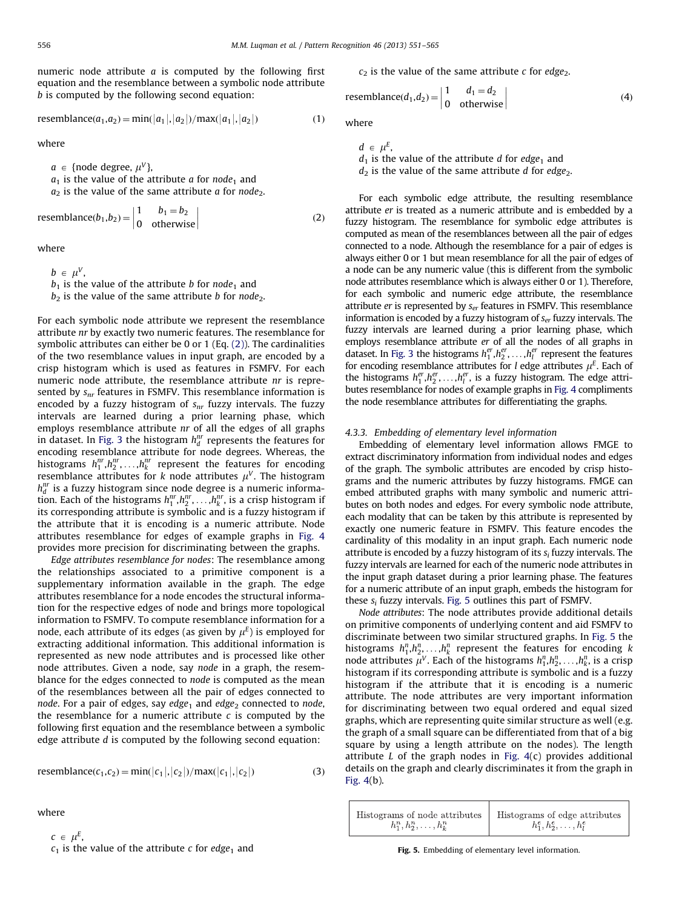numeric node attribute $a$ is computed by the following first equation and the resemblance between a symbolic node attribute $b$ is computed by the following second equation:

$$\text{resemblance}(a_1,a_2) = \min(|a_1|,|a_2|)/\max(|a_1|,|a_2|) \tag{1}$$

where

$a \in$ {node degree, $\mu^V$},
$a_1$ is the value of the attribute $a$ for $node_1$ and
$a_2$ is the value of the same attribute $a$ for $node_2$.

$$\text{resemblance}(b_1,b_2) = \begin{vmatrix} 1 & b_1 = b_2 \\ 0 & \text{otherwise} \end{vmatrix} \tag{2}$$

where

$b \in \mu^V$,
$b_1$ is the value of the attribute $b$ for $node_1$ and
$b_2$ is the value of the same attribute $b$ for $node_2$.

For each symbolic node attribute we represent the resemblance attribute $nr$ by exactly two numeric features. The resemblance for symbolic attributes can either be 0 or 1 (Eq. (2)). The cardinalities of the two resemblance values in input graph, are encoded by a crisp histogram which is used as features in FSMFV. For each numeric node attribute, the resemblance attribute $nr$ is represented by $s_{nr}$ features in FSMFV. This resemblance information is encoded by a fuzzy histogram of $s_{nr}$ fuzzy intervals. The fuzzy intervals are learned during a prior learning phase, which employs resemblance attribute $nr$ of all the edges of all graphs in dataset. In Fig. 3 the histogram $h_d^{nr}$ represents the features for encoding resemblance attribute for node degrees. Whereas, the histograms $h_1^{nr},h_2^{nr},\ldots,h_k^{nr}$ represent the features for encoding resemblance attributes for $k$ node attributes $\mu^V$. The histogram $h_d^{nr}$ is a fuzzy histogram since node degree is a numeric information. Each of the histograms $h_1^{nr},h_2^{nr},\ldots,h_k^{nr}$, is a crisp histogram if its corresponding attribute is symbolic and is a fuzzy histogram if the attribute that it is encoding is a numeric attribute. Node attributes resemblance for edges of example graphs in Fig. 4 provides more precision for discriminating between the graphs.

*Edge attributes resemblance for nodes*: The resemblance among the relationships associated to a primitive component is a supplementary information available in the graph. The edge attributes resemblance for a node encodes the structural information for the respective edges of node and brings more topological information to FSMFV. To compute resemblance information for a node, each attribute of its edges (as given by $\mu^E$) is employed for extracting additional information. This additional information is represented as new node attributes and is processed like other node attributes. Given a node, say *node* in a graph, the resemblance for the edges connected to *node* is computed as the mean of the resemblances between all the pair of edges connected to *node*. For a pair of edges, say $edge_1$ and $edge_2$ connected to *node*, the resemblance for a numeric attribute $c$ is computed by the following first equation and the resemblance between a symbolic edge attribute $d$ is computed by the following second equation:

$$\text{resemblance}(c_1,c_2) = \min(|c_1|,|c_2|)/\max(|c_1|,|c_2|) \tag{3}$$

where

$c \in \mu^E$,
$c_1$ is the value of the attribute $c$ for $edge_1$ and
$c_2$ is the value of the same attribute $c$ for $edge_2$.

$$\text{resemblance}(d_1,d_2) = \begin{vmatrix} 1 & d_1 = d_2 \\ 0 & \text{otherwise} \end{vmatrix} \tag{4}$$

where

$d \in \mu^E$,
$d_1$ is the value of the attribute $d$ for $edge_1$ and
$d_2$ is the value of the same attribute $d$ for $edge_2$.

For each symbolic edge attribute, the resulting resemblance attribute $er$ is treated as a numeric attribute and is embedded by a fuzzy histogram. The resemblance for symbolic edge attributes is computed as mean of the resemblances between all the pair of edges connected to a node. Although the resemblance for a pair of edges is always either 0 or 1 but mean resemblance for all the pair of edges of a node can be any numeric value (this is different from the symbolic node attributes resemblance which is always either 0 or 1). Therefore, for each symbolic and numeric edge attribute, the resemblance attribute $er$ is represented by $s_{er}$ features in FSMFV. This resemblance information is encoded by a fuzzy histogram of $s_{er}$ fuzzy intervals. The fuzzy intervals are learned during a prior learning phase, which employs resemblance attribute $er$ of all the nodes of all graphs in dataset. In Fig. 3 the histograms $h_1^{er},h_2^{er},\ldots,h_l^{er}$ represent the features for encoding resemblance attributes for $l$ edge attributes $\mu^E$. Each of the histograms $h_1^{er},h_2^{er},\ldots,h_l^{er}$, is a fuzzy histogram. The edge attributes resemblance for nodes of example graphs in Fig. 4 compliments the node resemblance attributes for differentiating the graphs.

#### 4.3.3. Embedding of elementary level information

Embedding of elementary level information allows FMGE to extract discriminatory information from individual nodes and edges of the graph. The symbolic attributes are encoded by crisp histograms and the numeric attributes by fuzzy histograms. FMGE can embed attributed graphs with many symbolic and numeric attributes on both nodes and edges. For every symbolic node attribute, each modality that can be taken by this attribute is represented by exactly one numeric feature in FSMFV. This feature encodes the cardinality of this modality in an input graph. Each numeric node attribute is encoded by a fuzzy histogram of its $s_i$ fuzzy intervals. The fuzzy intervals are learned for each of the numeric node attributes in the input graph dataset during a prior learning phase. The features for a numeric attribute of an input graph, embeds the histogram for these $s_i$ fuzzy intervals. Fig. 5 outlines this part of FSMFV.

*Node attributes*: The node attributes provide additional details on primitive components of underlying content and aid FSMFV to discriminate between two similar structured graphs. In Fig. 5 the histograms $h_1^n,h_2^n,\ldots,h_k^n$ represent the features for encoding $k$ node attributes $\mu^V$. Each of the histograms $h_1^n,h_2^n,\ldots,h_k^n$, is a crisp histogram if its corresponding attribute is symbolic and is a fuzzy histogram if the attribute that it is encoding is a numeric attribute. The node attributes are very important information for discriminating between two equal ordered and equal sized graphs, which are representing quite similar structure as well (e.g. the graph of a small square can be differentiated from that of a big square by using a length attribute on the nodes). The length attribute $L$ of the graph nodes in Fig. 4(c) provides additional details on the graph and clearly discriminates it from the graph in Fig. 4(b).

| Histograms of node attributes $h_1^n,h_2^n,\ldots,h_k^n$ | Histograms of edge attributes $h_1^e,h_2^e,\ldots,h_l^e$ |
|---|---|

**Fig. 5.** Embedding of elementary level information.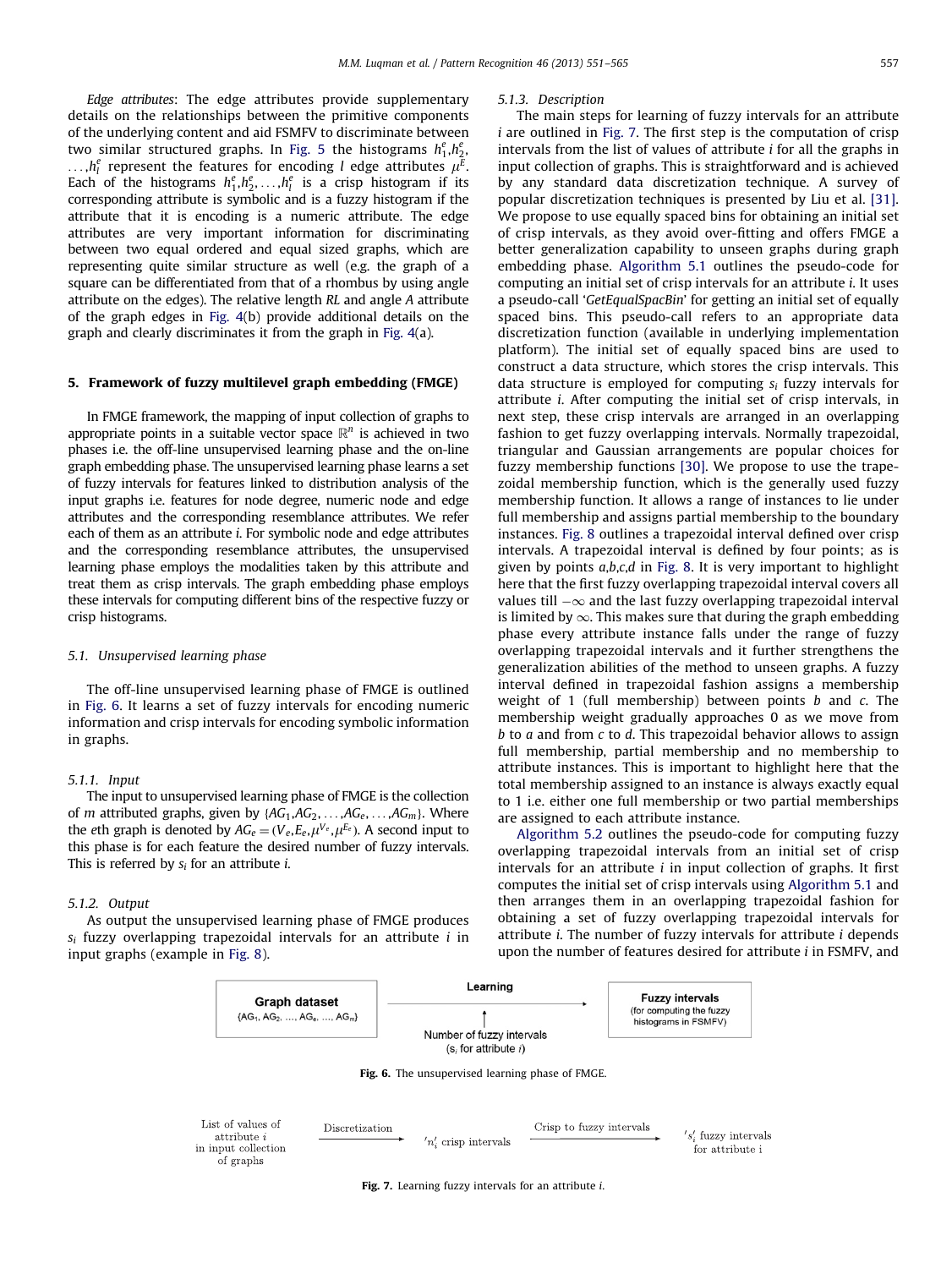*Edge attributes*: The edge attributes provide supplementary details on the relationships between the primitive components of the underlying content and aid FSMFV to discriminate between two similar structured graphs. In Fig. 5 the histograms $h_1^e, h_2^e, \ldots, h_l^e$ represent the features for encoding $l$ edge attributes $\mu^E$. Each of the histograms $h_1^e, h_2^e, \ldots, h_l^e$ is a crisp histogram if its corresponding attribute is symbolic and is a fuzzy histogram if the attribute that it is encoding is a numeric attribute. The edge attributes are very important information for discriminating between two equal ordered and equal sized graphs, which are representing quite similar structure as well (e.g. the graph of a square can be differentiated from that of a rhombus by using angle attribute on the edges). The relative length *RL* and angle *A* attribute of the graph edges in Fig. 4(b) provide additional details on the graph and clearly discriminates it from the graph in Fig. 4(a).

## 5. Framework of fuzzy multilevel graph embedding (FMGE)

In FMGE framework, the mapping of input collection of graphs to appropriate points in a suitable vector space $\mathbb{R}^n$ is achieved in two phases i.e. the off-line unsupervised learning phase and the on-line graph embedding phase. The unsupervised learning phase learns a set of fuzzy intervals for features linked to distribution analysis of the input graphs i.e. features for node degree, numeric node and edge attributes and the corresponding resemblance attributes. We refer each of them as an attribute *i*. For symbolic node and edge attributes and the corresponding resemblance attributes, the unsupervised learning phase employs the modalities taken by this attribute and treat them as crisp intervals. The graph embedding phase employs these intervals for computing different bins of the respective fuzzy or crisp histograms.

### 5.1. Unsupervised learning phase

The off-line unsupervised learning phase of FMGE is outlined in Fig. 6. It learns a set of fuzzy intervals for encoding numeric information and crisp intervals for encoding symbolic information in graphs.

#### 5.1.1. Input

The input to unsupervised learning phase of FMGE is the collection of $m$ attributed graphs, given by $\{AG_1, AG_2, \ldots, AG_e, \ldots, AG_m\}$. Where the $e$th graph is denoted by $AG_e = (V_e, E_e, \mu^{V_e}, \mu^{E_e})$. A second input to this phase is for each feature the desired number of fuzzy intervals. This is referred by $s_i$ for an attribute *i*.

#### 5.1.2. Output

As output the unsupervised learning phase of FMGE produces $s_i$ fuzzy overlapping trapezoidal intervals for an attribute *i* in input graphs (example in Fig. 8).

#### 5.1.3. Description

The main steps for learning of fuzzy intervals for an attribute *i* are outlined in Fig. 7. The first step is the computation of crisp intervals from the list of values of attribute *i* for all the graphs in input collection of graphs. This is straightforward and is achieved by any standard data discretization technique. A survey of popular discretization techniques is presented by Liu et al. [31]. We propose to use equally spaced bins for obtaining an initial set of crisp intervals, as they avoid over-fitting and offers FMGE a better generalization capability to unseen graphs during graph embedding phase. Algorithm 5.1 outlines the pseudo-code for computing an initial set of crisp intervals for an attribute *i*. It uses a pseudo-call '*GetEqualSpacBin*' for getting an initial set of equally spaced bins. This pseudo-call refers to an appropriate data discretization function (available in underlying implementation platform). The initial set of equally spaced bins are used to construct a data structure, which stores the crisp intervals. This data structure is employed for computing $s_i$ fuzzy intervals for attribute *i*. After computing the initial set of crisp intervals, in next step, these crisp intervals are arranged in an overlapping fashion to get fuzzy overlapping intervals. Normally trapezoidal, triangular and Gaussian arrangements are popular choices for fuzzy membership functions [30]. We propose to use the trapezoidal membership function, which is the generally used fuzzy membership function. It allows a range of instances to lie under full membership and assigns partial membership to the boundary instances. Fig. 8 outlines a trapezoidal interval defined over crisp intervals. A trapezoidal interval is defined by four points; as is given by points *a,b,c,d* in Fig. 8. It is very important to highlight here that the first fuzzy overlapping trapezoidal interval covers all values till $-\infty$ and the last fuzzy overlapping trapezoidal interval is limited by $\infty$. This makes sure that during the graph embedding phase every attribute instance falls under the range of fuzzy overlapping trapezoidal intervals and it further strengthens the generalization abilities of the method to unseen graphs. A fuzzy interval defined in trapezoidal fashion assigns a membership weight of 1 (full membership) between points *b* and *c*. The membership weight gradually approaches 0 as we move from *b* to *a* and from *c* to *d*. This trapezoidal behavior allows to assign full membership, partial membership and no membership to attribute instances. This is important to highlight here that the total membership assigned to an instance is always exactly equal to 1 i.e. either one full membership or two partial memberships are assigned to each attribute instance.

Algorithm 5.2 outlines the pseudo-code for computing fuzzy overlapping trapezoidal intervals from an initial set of crisp intervals for an attribute *i* in input collection of graphs. It first computes the initial set of crisp intervals using Algorithm 5.1 and then arranges them in an overlapping fashion for obtaining a set of fuzzy overlapping trapezoidal intervals for attribute *i*. The number of fuzzy intervals for attribute *i* depends upon the number of features desired for attribute *i* in FSMFV, and

Graph dataset $\{AG_1, AG_2, \ldots, AG_e, \ldots, AG_m\}$ → Learning (Number of fuzzy intervals ($s_i$ for attribute *i*)) → Fuzzy intervals (for computing the fuzzy histograms in FSMFV)

**Fig. 6.** The unsupervised learning phase of FMGE.

List of values of attribute *i* in input collection of graphs → Discretization → '$n_i'$' crisp intervals → Crisp to fuzzy intervals → '$s_i'$' fuzzy intervals for attribute i

**Fig. 7.** Learning fuzzy intervals for an attribute *i*.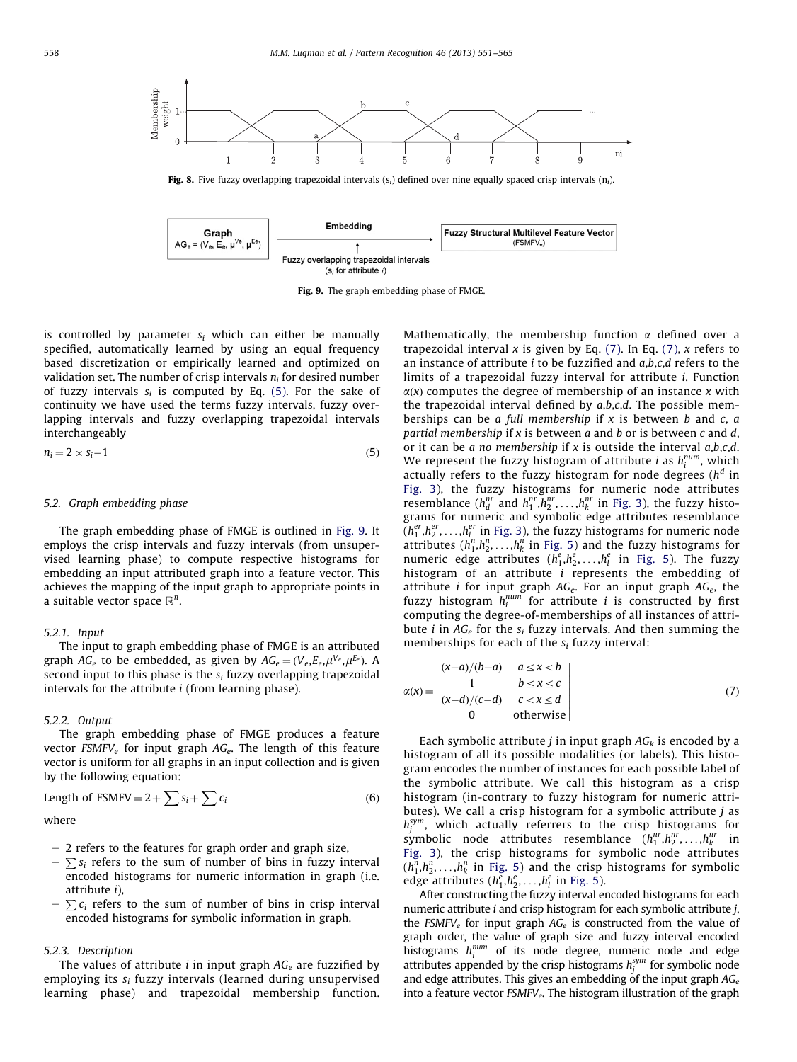Fig. 8. Five fuzzy overlapping trapezoidal intervals ($s_i$) defined over nine equally spaced crisp intervals ($n_i$).

Fig. 9. The graph embedding phase of FMGE.

is controlled by parameter $s_i$ which can either be manually specified, automatically learned by using an equal frequency based discretization or empirically learned and optimized on validation set. The number of crisp intervals $n_i$ for desired number of fuzzy intervals $s_i$ is computed by Eq. (5). For the sake of continuity we have used the terms fuzzy intervals, fuzzy overlapping intervals and fuzzy overlapping trapezoidal intervals interchangeably

$$n_i = 2 \times s_i - 1 \tag{5}$$

### 5.2. Graph embedding phase

The graph embedding phase of FMGE is outlined in Fig. 9. It employs the crisp intervals and fuzzy intervals (from unsupervised learning phase) to compute respective histograms for embedding an input attributed graph into a feature vector. This achieves the mapping of the input graph to appropriate points in a suitable vector space $\mathbb{R}^n$.

#### 5.2.1. Input

The input to graph embedding phase of FMGE is an attributed graph $AG_e$ to be embedded, as given by $AG_e = (V_e, E_e, \mu^{V_e}, \mu^{E_e})$. A second input to this phase is the $s_i$ fuzzy overlapping trapezoidal intervals for the attribute $i$ (from learning phase).

#### 5.2.2. Output

The graph embedding phase of FMGE produces a feature vector $FSMFV_e$ for input graph $AG_e$. The length of this feature vector is uniform for all graphs in an input collection and is given by the following equation:

$$\text{Length of FSMFV} = 2 + \sum s_i + \sum c_i \tag{6}$$

where

- 2 refers to the features for graph order and graph size,
- $\sum s_i$ refers to the sum of number of bins in fuzzy interval encoded histograms for numeric information in graph (i.e. attribute $i$),
- $\sum c_i$ refers to the sum of number of bins in crisp interval encoded histograms for symbolic information in graph.

#### 5.2.3. Description

The values of attribute $i$ in input graph $AG_e$ are fuzzified by employing its $s_i$ fuzzy intervals (learned during unsupervised learning phase) and trapezoidal membership function. Mathematically, the membership function $\alpha$ defined over a trapezoidal interval $x$ is given by Eq. (7). In Eq. (7), $x$ refers to an instance of attribute $i$ to be fuzzified and $a,b,c,d$ refers to the limits of a trapezoidal fuzzy interval for attribute $i$. Function $\alpha(x)$ computes the degree of membership of an instance $x$ with the trapezoidal interval defined by $a,b,c,d$. The possible memberships can be *a full membership* if $x$ is between $b$ and $c$, *a partial membership* if $x$ is between $a$ and $b$ or is between $c$ and $d$, or it can be *a no membership* if $x$ is outside the interval $a,b,c,d$. We represent the fuzzy histogram of attribute $i$ as $h_i^{num}$, which actually refers to the fuzzy histogram for node degrees ($h^d$ in Fig. 3), the fuzzy histograms for numeric node attributes resemblance ($h_d^{nr}$ and $h_1^{nr}, h_2^{nr}, \ldots, h_k^{nr}$ in Fig. 3), the fuzzy histograms for numeric and symbolic edge attributes resemblance ($h_1^{er}, h_2^{er}, \ldots, h_l^{er}$ in Fig. 3), the fuzzy histograms for numeric node attributes ($h_1^n, h_2^n, \ldots, h_k^n$ in Fig. 5) and the fuzzy histograms for numeric edge attributes ($h_1^e, h_2^e, \ldots, h_l^e$ in Fig. 5). The fuzzy histogram of an attribute $i$ represents the embedding of attribute $i$ for input graph $AG_e$. For an input graph $AG_e$, the fuzzy histogram $h_i^{num}$ for attribute $i$ is constructed by first computing the degree-of-memberships of all instances of attribute $i$ in $AG_e$ for the $s_i$ fuzzy intervals. And then summing the memberships for each of the $s_i$ fuzzy interval:

$$\alpha(x) = \begin{vmatrix} (x-a)/(b-a) & a \le x < b \\ 1 & b \le x \le c \\ (x-d)/(c-d) & c < x \le d \\ 0 & \text{otherwise} \end{vmatrix} \tag{7}$$

Each symbolic attribute $j$ in input graph $AG_k$ is encoded by a histogram of all its possible modalities (or labels). This histogram encodes the number of instances for each possible label of the symbolic attribute. We call this histogram as a crisp histogram (in-contrary to fuzzy histogram for numeric attributes). We call a crisp histogram for a symbolic attribute $j$ as $h_j^{sym}$, which actually referrers to the crisp histograms for symbolic node attributes resemblance ($h_1^{nr}, h_2^{nr}, \ldots, h_k^{nr}$ in Fig. 3), the crisp histograms for symbolic node attributes ($h_1^n, h_2^n, \ldots, h_k^n$ in Fig. 5) and the crisp histograms for symbolic edge attributes ($h_1^e, h_2^e, \ldots, h_l^e$ in Fig. 5).

After constructing the fuzzy interval encoded histograms for each numeric attribute $i$ and crisp histogram for each symbolic attribute $j$, the $FSMFV_e$ for input graph $AG_e$ is constructed from the value of graph order, the value of graph size and fuzzy interval encoded histograms $h_i^{num}$ of its node degree, numeric node and edge attributes appended by the crisp histograms $h_j^{sym}$ for symbolic node and edge attributes. This gives an embedding of the input graph $AG_e$ into a feature vector $FSMFV_e$. The histogram illustration of the graph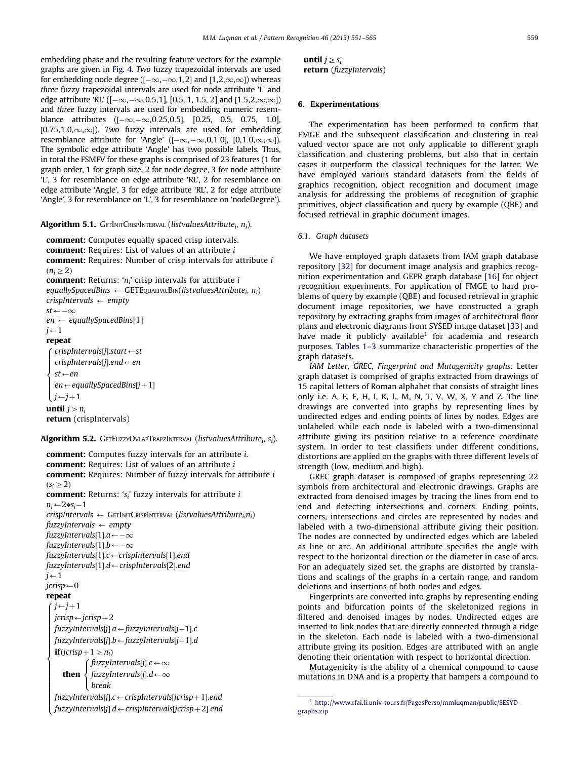embedding phase and the resulting feature vectors for the example graphs are given in Fig. 4. *Two* fuzzy trapezoidal intervals are used for embedding node degree ($[-\infty,-\infty,1,2]$ and $[1,2,\infty,\infty]$) whereas *three* fuzzy trapezoidal intervals are used for node attribute 'L' and edge attribute 'RL' ($[-\infty,-\infty,0.5,1]$, $[0.5, 1, 1.5, 2]$ and $[1.5,2,\infty,\infty]$) and *three* fuzzy intervals are used for embedding numeric resemblance attributes ($[-\infty,-\infty,0.25,0.5]$, $[0.25, 0.5, 0.75, 1.0]$, $[0.75,1.0,\infty,\infty]$). *Two* fuzzy intervals are used for embedding resemblance attribute for 'Angle' ($[-\infty,-\infty,0,1.0]$, $[0,1.0,\infty,\infty]$). The symbolic edge attribute 'Angle' has two possible labels. Thus, in total the FSMFV for these graphs is comprised of 23 features (1 for graph order, 1 for graph size, 2 for node degree, 3 for node attribute 'L', 3 for resemblance on edge attribute 'RL', 2 for resemblance on edge attribute 'Angle', 3 for edge attribute 'RL', 2 for edge attribute 'Angle', 3 for resemblance on 'L', 3 for resemblance on 'nodeDegree').

**Algorithm 5.1.** GetInitCrispInterval (*listvaluesAttribute$_i$*, *$n_i$*).

```
comment: Computes equally spaced crisp intervals.
comment: Requires: List of values of an attribute i
comment: Requires: Number of crisp intervals for attribute i (n_i ≥ 2)
comment: Returns: 'n_i' crisp intervals for attribute i
equallySpacedBins ← GETEqualpacBin(listvaluesAttribute_i, n_i)
crispIntervals ← empty
st ← −∞
en ← equallySpacedBins[1]
j ← 1
repeat
    crispIntervals[j].start ← st
    crispIntervals[j].end ← en
    st ← en
    en ← equallySpacedBins[j+1]
    j ← j+1
until j > n_i
return (crispIntervals)
```

**Algorithm 5.2.** GetFuzzyOvlapTrapzInterval (*listvaluesAttribute$_i$*, *$s_i$*).

```
comment: Computes fuzzy intervals for an attribute i.
comment: Requires: List of values of an attribute i
comment: Requires: Number of fuzzy intervals for attribute i (s_i ≥ 2)
comment: Returns: 's_i' fuzzy intervals for attribute i
n_i ← 2*s_i − 1
crispIntervals ← GetInitCrispInterval (listvaluesAttribute_i, n_i)
fuzzyIntervals ← empty
fuzzyIntervals[1].a ← −∞
fuzzyIntervals[1].b ← −∞
fuzzyIntervals[1].c ← crispIntervals[1].end
fuzzyIntervals[1].d ← crispIntervals[2].end
j ← 1
jcrisp ← 0
repeat
    j ← j+1
    jcrisp ← jcrisp+2
    fuzzyIntervals[j].a ← fuzzyIntervals[j−1].c
    fuzzyIntervals[j].b ← fuzzyIntervals[j−1].d
    if(jcrisp+1 ≥ n_i)
        then
            fuzzyIntervals[j].c ← ∞
            fuzzyIntervals[j].d ← ∞
            break
    fuzzyIntervals[j].c ← crispIntervals[jcrisp+1].end
    fuzzyIntervals[j].d ← crispIntervals[jcrisp+2].end
until j ≥ s_i
return (fuzzyIntervals)
```

## 6. Experimentations

The experimentation has been performed to confirm that FMGE and the subsequent classification and clustering in real valued vector space are not only applicable to different graph classification and clustering problems, but also that in certain cases it outperform the classical techniques for the latter. We have employed various standard datasets from the fields of graphics recognition, object recognition and document image analysis for addressing the problems of recognition of graphic primitives, object classification and query by example (QBE) and focused retrieval in graphic document images.

### 6.1. Graph datasets

We have employed graph datasets from IAM graph database repository [32] for document image analysis and graphics recognition experimentation and GEPR graph database [16] for object recognition experiments. For application of FMGE to hard problems of query by example (QBE) and focused retrieval in graphic document image repositories, we have constructed a graph repository by extracting graphs from images of architectural floor plans and electronic diagrams from SYSED image dataset [33] and have made it publicly available[1] for academia and research purposes. Tables 1–3 summarize characteristic properties of the graph datasets.

*IAM Letter, GREC, Fingerprint and Mutagenicity graphs:* Letter graph dataset is comprised of graphs extracted from drawings of 15 capital letters of Roman alphabet that consists of straight lines only i.e. A, E, F, H, I, K, L, M, N, T, V, W, X, Y and Z. The line drawings are converted into graphs by representing lines by undirected edges and ending points of lines by nodes. Edges are unlabeled while each node is labeled with a two-dimensional attribute giving its position relative to a reference coordinate system. In order to test classifiers under different conditions, distortions are applied on the graphs with three different levels of strength (low, medium and high).

GREC graph dataset is composed of graphs representing 22 symbols from architectural and electronic drawings. Graphs are extracted from denoised images by tracing the lines from end to end and detecting intersections and corners. Ending points, corners, intersections and circles are represented by nodes and labeled with a two-dimensional attribute giving their position. The nodes are connected by undirected edges which are labeled as line or arc. An additional attribute specifies the angle with respect to the horizontal direction or the diameter in case of arcs. For an adequately sized set, the graphs are distorted by translations and scalings of the graphs in a certain range, and random deletions and insertions of both nodes and edges.

Fingerprints are converted into graphs by representing ending points and bifurcation points of the skeletonized regions in filtered and denoised images by nodes. Undirected edges are inserted to link nodes that are directly connected through a ridge in the skeleton. Each node is labeled with a two-dimensional attribute giving its position. Edges are attributed with an angle denoting their orientation with respect to horizontal direction.

Mutagenicity is the ability of a chemical compound to cause mutations in DNA and is a property that hampers a compound to

[1] http://www.rfai.li.univ-tours.fr/PagesPerso/mmluqman/public/SESYD_graphs.zip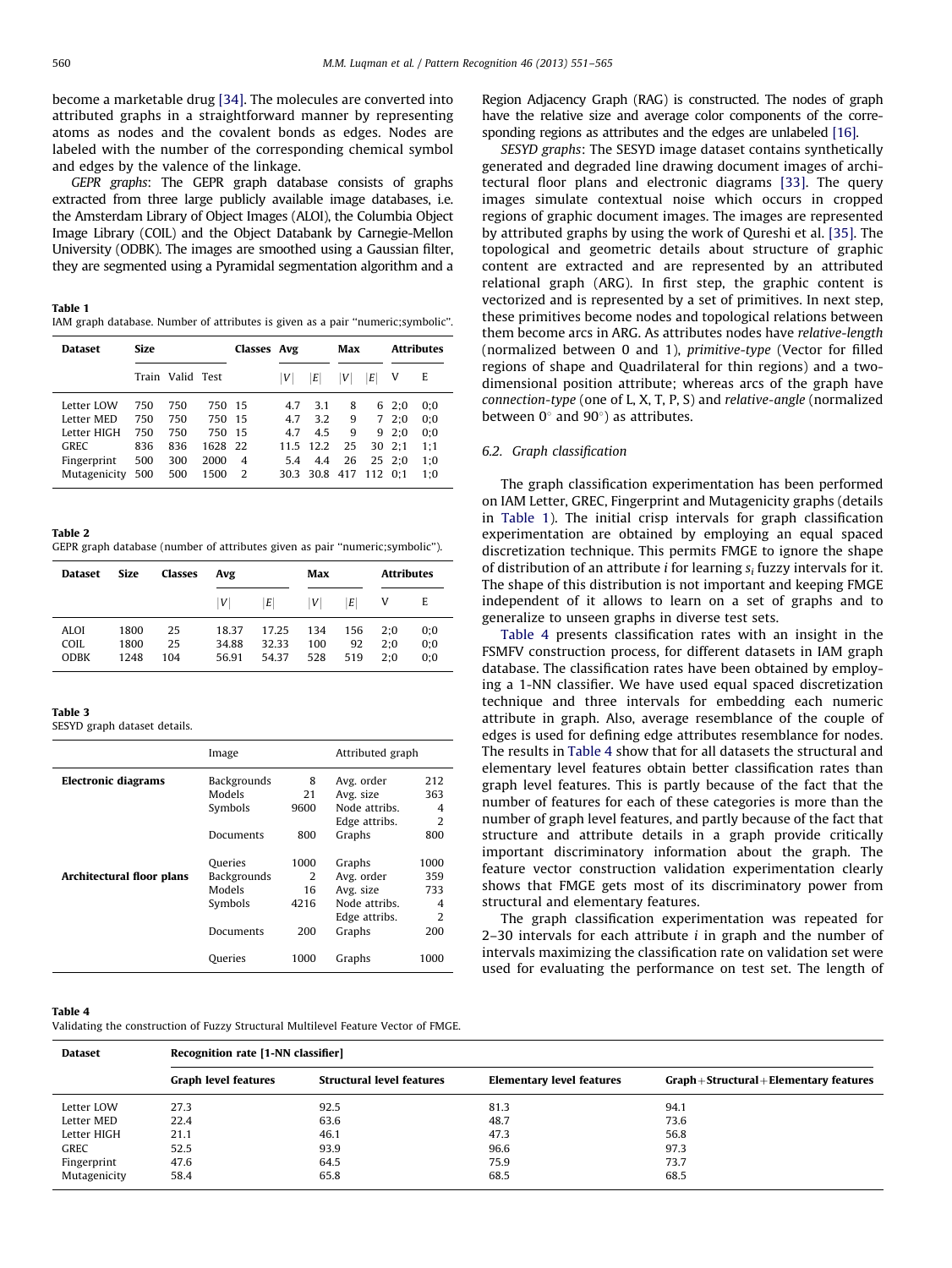become a marketable drug [34]. The molecules are converted into attributed graphs in a straightforward manner by representing atoms as nodes and the covalent bonds as edges. Nodes are labeled with the number of the corresponding chemical symbol and edges by the valence of the linkage.

*GEPR graphs*: The GEPR graph database consists of graphs extracted from three large publicly available image databases, i.e. the Amsterdam Library of Object Images (ALOI), the Columbia Object Image Library (COIL) and the Object Databank by Carnegie-Mellon University (ODBK). The images are smoothed using a Gaussian filter, they are segmented using a Pyramidal segmentation algorithm and a Region Adjacency Graph (RAG) is constructed. The nodes of graph have the relative size and average color components of the corresponding regions as attributes and the edges are unlabeled [16].

*SESYD graphs*: The SESYD image dataset contains synthetically generated and degraded line drawing document images of architectural floor plans and electronic diagrams [33]. The query images simulate contextual noise which occurs in cropped regions of graphic document images. The images are represented by attributed graphs by using the work of Qureshi et al. [35]. The topological and geometric details about structure of graphic content are extracted and are represented by an attributed relational graph (ARG). In first step, the graphic content is vectorized and is represented by a set of primitives. In next step, these primitives become nodes and topological relations between them become arcs in ARG. As attributes nodes have *relative-length* (normalized between 0 and 1), *primitive-type* (Vector for filled regions of shape and Quadrilateral for thin regions) and a two-dimensional position attribute; whereas arcs of the graph have *connection-type* (one of L, X, T, P, S) and *relative-angle* (normalized between $0^\circ$ and $90^\circ$) as attributes.

**Table 1**
IAM graph database. Number of attributes is given as a pair "numeric;symbolic".

| Dataset | Size | | | Classes | Avg | | Max | | Attributes | |
|---|---|---|---|---|---|---|---|---|---|---|
| | Train | Valid | Test | | $\|V\|$ | $\|E\|$ | $\|V\|$ | $\|E\|$ | V | E |
| Letter LOW | 750 | 750 | 750 | 15 | 4.7 | 3.1 | 8 | 6 | 2;0 | 0;0 |
| Letter MED | 750 | 750 | 750 | 15 | 4.7 | 3.2 | 9 | 7 | 2;0 | 0;0 |
| Letter HIGH | 750 | 750 | 750 | 15 | 4.7 | 4.5 | 9 | 9 | 2;0 | 0;0 |
| GREC | 836 | 836 | 1628 | 22 | 11.5 | 12.2 | 25 | 30 | 2;1 | 1;1 |
| Fingerprint | 500 | 300 | 2000 | 4 | 5.4 | 4.4 | 26 | 25 | 2;0 | 1;0 |
| Mutagenicity | 500 | 500 | 1500 | 2 | 30.3 | 30.8 | 417 | 112 | 0;1 | 1;0 |

**Table 2**
GEPR graph database (number of attributes given as pair "numeric;symbolic").

| Dataset | Size | Classes | Avg | | Max | | Attributes | |
|---|---|---|---|---|---|---|---|---|
| | | | $\|V\|$ | $\|E\|$ | $\|V\|$ | $\|E\|$ | V | E |
| ALOI | 1800 | 25 | 18.37 | 17.25 | 134 | 156 | 2;0 | 0;0 |
| COIL | 1800 | 25 | 34.88 | 32.33 | 100 | 92 | 2;0 | 0;0 |
| ODBK | 1248 | 104 | 56.91 | 54.37 | 528 | 519 | 2;0 | 0;0 |

**Table 3**
SESYD graph dataset details.

| | Image | | Attributed graph | |
|---|---|---|---|---|
| **Electronic diagrams** | Backgrounds | 8 | Avg. order | 212 |
| | Models | 21 | Avg. size | 363 |
| | Symbols | 9600 | Node attribs. | 4 |
| | | | Edge attribs. | 2 |
| | Documents | 800 | Graphs | 800 |
| | Queries | 1000 | Graphs | 1000 |
| **Architectural floor plans** | Backgrounds | 2 | Avg. order | 359 |
| | Models | 16 | Avg. size | 733 |
| | Symbols | 4216 | Node attribs. | 4 |
| | | | Edge attribs. | 2 |
| | Documents | 200 | Graphs | 200 |
| | Queries | 1000 | Graphs | 1000 |

### 6.2. Graph classification

The graph classification experimentation has been performed on IAM Letter, GREC, Fingerprint and Mutagenicity graphs (details in Table 1). The initial crisp intervals for graph classification experimentation are obtained by employing an equal spaced discretization technique. This permits FMGE to ignore the shape of distribution of an attribute $i$ for learning $s_i$ fuzzy intervals for it. The shape of this distribution is not important and keeping FMGE independent of it allows to learn on a set of graphs and to generalize to unseen graphs in diverse test sets.

Table 4 presents classification rates with an insight in the FSMFV construction process, for different datasets in IAM graph database. The classification rates have been obtained by employing a 1-NN classifier. We have used equal spaced discretization technique and three intervals for embedding each numeric attribute in graph. Also, average resemblance of the couple of edges is used for defining edge attributes resemblance for nodes. The results in Table 4 show that for all datasets the structural and elementary level features obtain better classification rates than graph level features. This is partly because of the fact that the number of features for each of these categories is more than the number of graph level features, and partly because of the fact that structure and attribute details in a graph provide critically important discriminatory information about the graph. The feature vector construction validation experimentation clearly shows that FMGE gets most of its discriminatory power from structural and elementary features.

The graph classification experimentation was repeated for 2–30 intervals for each attribute $i$ in graph and the number of intervals maximizing the classification rate on validation set were used for evaluating the performance on test set. The length of

**Table 4**
Validating the construction of Fuzzy Structural Multilevel Feature Vector of FMGE.

| Dataset | Recognition rate [1-NN classifier] | | | |
|---|---|---|---|---|
| | Graph level features | Structural level features | Elementary level features | Graph + Structural + Elementary features |
| Letter LOW | 27.3 | 92.5 | 81.3 | 94.1 |
| Letter MED | 22.4 | 63.6 | 48.7 | 73.6 |
| Letter HIGH | 21.1 | 46.1 | 47.3 | 56.8 |
| GREC | 52.5 | 93.9 | 96.6 | 97.3 |
| Fingerprint | 47.6 | 64.5 | 75.9 | 73.7 |
| Mutagenicity | 58.4 | 65.8 | 68.5 | 68.5 |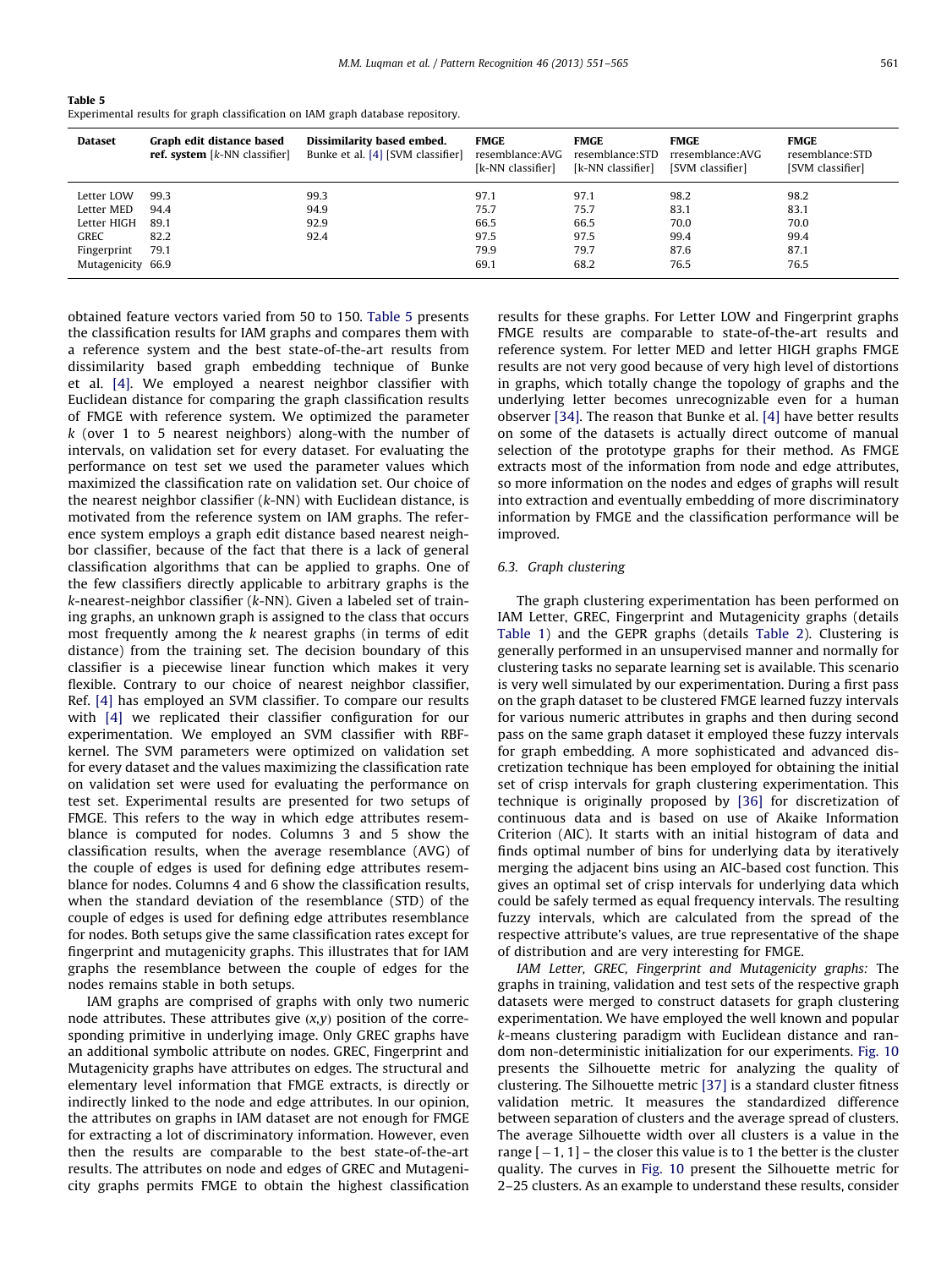**Table 5**
Experimental results for graph classification on IAM graph database repository.

| Dataset | Graph edit distance based **ref. system** [k-NN classifier] | Dissimilarity based embed. Bunke et al. [4] [SVM classifier] | **FMGE** resemblance:AVG [k-NN classifier] | **FMGE** resemblance:STD [k-NN classifier] | **FMGE** rresemblance:AVG [SVM classifier] | **FMGE** resemblance:STD [SVM classifier] |
|---|---|---|---|---|---|---|
| Letter LOW | 99.3 | 99.3 | 97.1 | 97.1 | 98.2 | 98.2 |
| Letter MED | 94.4 | 94.9 | 75.7 | 75.7 | 83.1 | 83.1 |
| Letter HIGH | 89.1 | 92.9 | 66.5 | 66.5 | 70.0 | 70.0 |
| GREC | 82.2 | 92.4 | 97.5 | 97.5 | 99.4 | 99.4 |
| Fingerprint | 79.1 | | 79.9 | 79.7 | 87.6 | 87.1 |
| Mutagenicity | 66.9 | | 69.1 | 68.2 | 76.5 | 76.5 |

obtained feature vectors varied from 50 to 150. Table 5 presents the classification results for IAM graphs and compares them with a reference system and the best state-of-the-art results from dissimilarity based graph embedding technique of Bunke et al. [4]. We employed a nearest neighbor classifier with Euclidean distance for comparing the graph classification results of FMGE with reference system. We optimized the parameter $k$ (over 1 to 5 nearest neighbors) along-with the number of intervals, on validation set for every dataset. For evaluating the performance on test set we used the parameter values which maximized the classification rate on validation set. Our choice of the nearest neighbor classifier ($k$-NN) with Euclidean distance, is motivated from the reference system on IAM graphs. The reference system employs a graph edit distance based nearest neighbor classifier, because of the fact that there is a lack of general classification algorithms that can be applied to graphs. One of the few classifiers directly applicable to arbitrary graphs is the $k$-nearest-neighbor classifier ($k$-NN). Given a labeled set of training graphs, an unknown graph is assigned to the class that occurs most frequently among the $k$ nearest graphs (in terms of edit distance) from the training set. The decision boundary of this classifier is a piecewise linear function which makes it very flexible. Contrary to our choice of nearest neighbor classifier, Ref. [4] has employed an SVM classifier. To compare our results with [4] we replicated their classifier configuration for our experimentation. We employed an SVM classifier with RBF-kernel. The SVM parameters were optimized on validation set for every dataset and the values maximizing the classification rate on validation set were used for evaluating the performance on test set. Experimental results are presented for two setups of FMGE. This refers to the way in which edge attributes resemblance is computed for nodes. Columns 3 and 5 show the classification results, when the average resemblance (AVG) of the couple of edges is used for defining edge attributes resemblance for nodes. Columns 4 and 6 show the classification results, when the standard deviation of the resemblance (STD) of the couple of edges is used for defining edge attributes resemblance for nodes. Both setups give the same classification rates except for fingerprint and mutagenicity graphs. This illustrates that for IAM graphs the resemblance between the couple of edges for the nodes remains stable in both setups.

IAM graphs are comprised of graphs with only two numeric node attributes. These attributes give $(x,y)$ position of the corresponding primitive in underlying image. Only GREC graphs have an additional symbolic attribute on nodes. GREC, Fingerprint and Mutagenicity graphs have attributes on edges. The structural and elementary level information that FMGE extracts, is directly or indirectly linked to the node and edge attributes. In our opinion, the attributes on graphs in IAM dataset are not enough for FMGE for extracting a lot of discriminatory information. However, even then the results are comparable to the best state-of-the-art results. The attributes on node and edges of GREC and Mutagenicity graphs permits FMGE to obtain the highest classification results for these graphs. For Letter LOW and Fingerprint graphs FMGE results are comparable to state-of-the-art results and reference system. For letter MED and letter HIGH graphs FMGE results are not very good because of very high level of distortions in graphs, which totally change the topology of graphs and the underlying letter becomes unrecognizable even for a human observer [34]. The reason that Bunke et al. [4] have better results on some of the datasets is actually direct outcome of manual selection of the prototype graphs for their method. As FMGE extracts most of the information from node and edge attributes, so more information on the nodes and edges of graphs will result into extraction and eventually embedding of more discriminatory information by FMGE and the classification performance will be improved.

### 6.3. Graph clustering

The graph clustering experimentation has been performed on IAM Letter, GREC, Fingerprint and Mutagenicity graphs (details Table 1) and the GEPR graphs (details Table 2). Clustering is generally performed in an unsupervised manner and normally for clustering tasks no separate learning set is available. This scenario is very well simulated by our experimentation. During a first pass on the graph dataset to be clustered FMGE learned fuzzy intervals for various numeric attributes in graphs and then during second pass on the same graph dataset it employed these fuzzy intervals for graph embedding. A more sophisticated and advanced discretization technique has been employed for obtaining the initial set of crisp intervals for graph clustering experimentation. This technique is originally proposed by [36] for discretization of continuous data and is based on use of Akaike Information Criterion (AIC). It starts with an initial histogram of data and finds optimal number of bins for underlying data by iteratively merging the adjacent bins using an AIC-based cost function. This gives an optimal set of crisp intervals for underlying data which could be safely termed as equal frequency intervals. The resulting fuzzy intervals, which are calculated from the spread of the respective attribute's values, are true representative of the shape of distribution and are very interesting for FMGE.

*IAM Letter, GREC, Fingerprint and Mutagenicity graphs:* The graphs in training, validation and test sets of the respective graph datasets were merged to construct datasets for graph clustering experimentation. We have employed the well known and popular $k$-means clustering paradigm with Euclidean distance and random non-deterministic initialization for our experiments. Fig. 10 presents the Silhouette metric for analyzing the quality of clustering. The Silhouette metric [37] is a standard cluster fitness validation metric. It measures the standardized difference between separation of clusters and the average spread of clusters. The average Silhouette width over all clusters is a value in the range $[-1,1]$ – the closer this value is to 1 the better is the cluster quality. The curves in Fig. 10 present the Silhouette metric for 2–25 clusters. As an example to understand these results, consider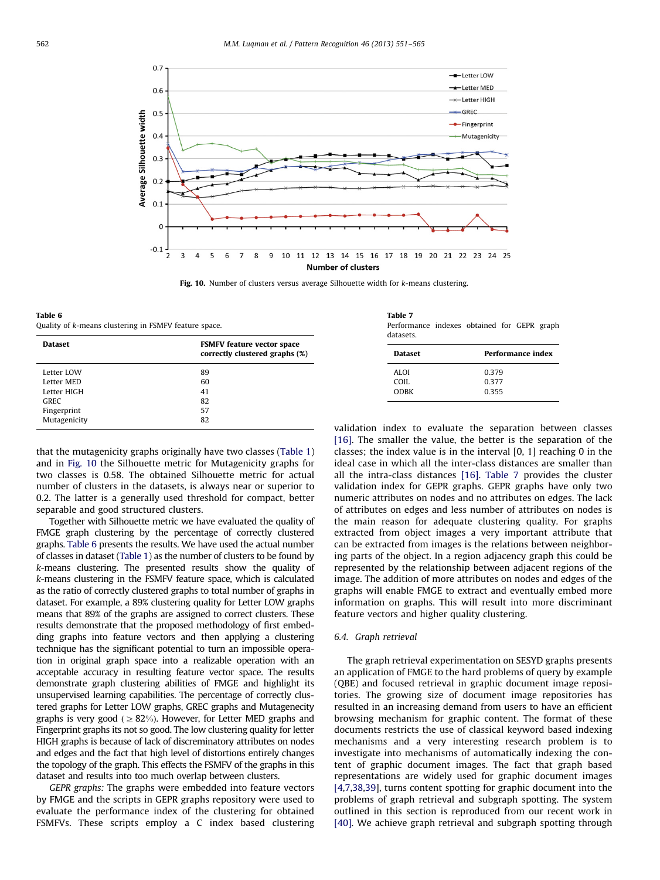Fig. 10. Number of clusters versus average Silhouette width for *k*-means clustering.

**Table 6**
Quality of *k*-means clustering in FSMFV feature space.

| Dataset | FSMFV feature vector space correctly clustered graphs (%) |
| --- | --- |
| Letter LOW | 89 |
| Letter MED | 60 |
| Letter HIGH | 41 |
| GREC | 82 |
| Fingerprint | 57 |
| Mutagenicity | 82 |

that the mutagenicity graphs originally have two classes (Table 1) and in Fig. 10 the Silhouette metric for Mutagenicity graphs for two classes is 0.58. The obtained Silhouette metric for actual number of clusters in the datasets, is always near or superior to 0.2. The latter is a generally used threshold for compact, better separable and good structured clusters.

Together with Silhouette metric we have evaluated the quality of FMGE graph clustering by the percentage of correctly clustered graphs. Table 6 presents the results. We have used the actual number of classes in dataset (Table 1) as the number of clusters to be found by *k*-means clustering. The presented results show the quality of *k*-means clustering in the FSMFV feature space, which is calculated as the ratio of correctly clustered graphs to total number of graphs in dataset. For example, a 89% clustering quality for Letter LOW graphs means that 89% of the graphs are assigned to correct clusters. These results demonstrate that the proposed methodology of first embedding graphs into feature vectors and then applying a clustering technique has the significant potential to turn an impossible operation in original graph space into a realizable operation with an acceptable accuracy in resulting feature vector space. The results demonstrate graph clustering abilities of FMGE and highlight its unsupervised learning capabilities. The percentage of correctly clustered graphs for Letter LOW graphs, GREC graphs and Mutagenecity graphs is very good ($\geq 82\%$). However, for Letter MED graphs and Fingerprint graphs its not so good. The low clustering quality for letter HIGH graphs is because of lack of discriminatory attributes on nodes and edges and the fact that high level of distortions entirely changes the topology of the graph. This effects the FSMFV of the graphs in this dataset and results into too much overlap between clusters.

*GEPR graphs:* The graphs were embedded into feature vectors by FMGE and the scripts in GEPR graphs repository were used to evaluate the performance index of the clustering for obtained FSMFVs. These scripts employ a C index based clustering validation index to evaluate the separation between classes [16]. The smaller the value, the better is the separation of the classes; the index value is in the interval [0, 1] reaching 0 in the ideal case in which all the inter-class distances are smaller than all the intra-class distances [16]. Table 7 provides the cluster validation index for GEPR graphs. GEPR graphs have only two numeric attributes on nodes and no attributes on edges. The lack of attributes on edges and less number of attributes on nodes is the main reason for adequate clustering quality. For graphs extracted from object images a very important attribute that can be extracted from images is the relations between neighboring parts of the object. In a region adjacency graph this could be represented by the relationship between adjacent regions of the image. The addition of more attributes on nodes and edges of the graphs will enable FMGE to extract and eventually embed more information on graphs. This will result into more discriminant feature vectors and higher quality clustering.

**Table 7**
Performance indexes obtained for GEPR graph datasets.

| Dataset | Performance index |
| --- | --- |
| ALOI | 0.379 |
| COIL | 0.377 |
| ODBK | 0.355 |

### 6.4. Graph retrieval

The graph retrieval experimentation on SESYD graphs presents an application of FMGE to the hard problems of query by example (QBE) and focused retrieval in graphic document image repositories. The growing size of document image repositories has resulted in an increasing demand from users to have an efficient browsing mechanism for graphic content. The format of these documents restricts the use of classical keyword based indexing mechanisms and a very interesting research problem is to investigate into mechanisms of automatically indexing the content of graphic document images. The fact that graph based representations are widely used for graphic document images [4,7,38,39], turns content spotting for graphic document into the problems of graph retrieval and subgraph spotting. The system outlined in this section is reproduced from our recent work in [40]. We achieve graph retrieval and subgraph spotting through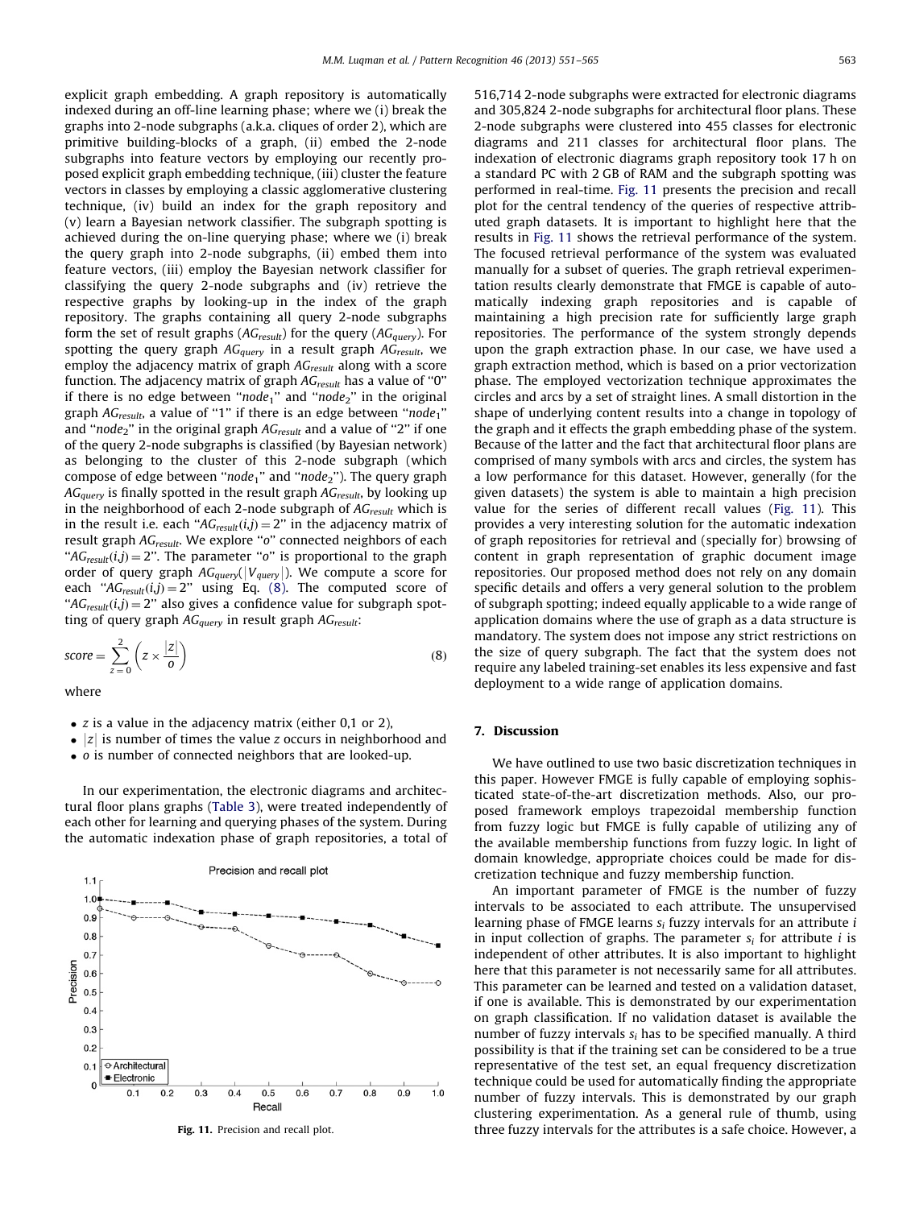explicit graph embedding. A graph repository is automatically indexed during an off-line learning phase; where we (i) break the graphs into 2-node subgraphs (a.k.a. cliques of order 2), which are primitive building-blocks of a graph, (ii) embed the 2-node subgraphs into feature vectors by employing our recently proposed explicit graph embedding technique, (iii) cluster the feature vectors in classes by employing a classic agglomerative clustering technique, (iv) build an index for the graph repository and (v) learn a Bayesian network classifier. The subgraph spotting is achieved during the on-line querying phase; where we (i) break the query graph into 2-node subgraphs, (ii) embed them into feature vectors, (iii) employ the Bayesian network classifier for classifying the query 2-node subgraphs and (iv) retrieve the respective graphs by looking-up in the index of the graph repository. The graphs containing all query 2-node subgraphs form the set of result graphs ($AG_{result}$) for the query ($AG_{query}$). For spotting the query graph $AG_{query}$ in a result graph $AG_{result}$, we employ the adjacency matrix of graph $AG_{result}$ along with a score function. The adjacency matrix of graph $AG_{result}$ has a value of "0" if there is no edge between "$node_1$" and "$node_2$" in the original graph $AG_{result}$, a value of "1" if there is an edge between "$node_1$" and "$node_2$" in the original graph $AG_{result}$ and a value of "2" if one of the query 2-node subgraphs is classified (by Bayesian network) as belonging to the cluster of this 2-node subgraph (which compose of edge between "$node_1$" and "$node_2$"). The query graph $AG_{query}$ is finally spotted in the result graph $AG_{result}$, by looking up in the neighborhood of each 2-node subgraph of $AG_{result}$ which is in the result i.e. each "$AG_{result}(i,j) = 2$" in the adjacency matrix of result graph $AG_{result}$. We explore "$o$" connected neighbors of each "$AG_{result}(i,j) = 2$". The parameter "$o$" is proportional to the graph order of query graph $AG_{query}(|V_{query}|)$. We compute a score for each "$AG_{result}(i,j) = 2$" using Eq. (8). The computed score of "$AG_{result}(i,j) = 2$" also gives a confidence value for subgraph spotting of query graph $AG_{query}$ in result graph $AG_{result}$:

$$score = \sum_{z=0}^{2} \left( z \times \frac{|z|}{o} \right) \tag{8}$$

where

- $z$ is a value in the adjacency matrix (either 0,1 or 2),
- $|z|$ is number of times the value $z$ occurs in neighborhood and
- $o$ is number of connected neighbors that are looked-up.

In our experimentation, the electronic diagrams and architectural floor plans graphs (Table 3), were treated independently of each other for learning and querying phases of the system. During the automatic indexation phase of graph repositories, a total of 516,714 2-node subgraphs were extracted for electronic diagrams and 305,824 2-node subgraphs for architectural floor plans. These 2-node subgraphs were clustered into 455 classes for electronic diagrams and 211 classes for architectural floor plans. The indexation of electronic diagrams graph repository took 17 h on a standard PC with 2 GB of RAM and the subgraph spotting was performed in real-time. Fig. 11 presents the precision and recall plot for the central tendency of the queries of respective attributed graph datasets. It is important to highlight here that the results in Fig. 11 shows the retrieval performance of the system. The focused retrieval performance of the system was evaluated manually for a subset of queries. The graph retrieval experimentation results clearly demonstrate that FMGE is capable of automatically indexing graph repositories and is capable of maintaining a high precision rate for sufficiently large graph repositories. The performance of the system strongly depends upon the graph extraction phase. In our case, we have used a graph extraction method, which is based on a prior vectorization phase. The employed vectorization technique approximates the circles and arcs by a set of straight lines. A small distortion in the shape of underlying content results into a change in topology of the graph and it effects the graph embedding phase of the system. Because of the latter and the fact that architectural floor plans are comprised of many symbols with arcs and circles, the system has a low performance for this dataset. However, generally (for the given datasets) the system is able to maintain a high precision value for the series of different recall values (Fig. 11). This provides a very interesting solution for the automatic indexation of graph repositories for retrieval and (specially for) browsing of content in graph representation of graphic document image repositories. Our proposed method does not rely on any domain specific details and offers a very general solution to the problem of subgraph spotting; indeed equally applicable to a wide range of application domains where the use of graph as a data structure is mandatory. The system does not impose any strict restrictions on the size of query subgraph. The fact that the system does not require any labeled training-set enables its less expensive and fast deployment to a wide range of application domains.

Fig. 11. Precision and recall plot.

## 7. Discussion

We have outlined to use two basic discretization techniques in this paper. However FMGE is fully capable of employing sophisticated state-of-the-art discretization methods. Also, our proposed framework employs trapezoidal membership function from fuzzy logic but FMGE is fully capable of utilizing any of the available membership functions from fuzzy logic. In light of domain knowledge, appropriate choices could be made for discretization technique and fuzzy membership function.

An important parameter of FMGE is the number of fuzzy intervals to be associated to each attribute. The unsupervised learning phase of FMGE learns $s_i$ fuzzy intervals for an attribute $i$ in input collection of graphs. The parameter $s_i$ for attribute $i$ is independent of other attributes. It is also important to highlight here that this parameter is not necessarily same for all attributes. This parameter can be learned and tested on a validation dataset, if one is available. This is demonstrated by our experimentation on graph classification. If no validation dataset is available the number of fuzzy intervals $s_i$ has to be specified manually. A third possibility is that if the training set can be considered to be a true representative of the test set, an equal frequency discretization technique could be used for automatically finding the appropriate number of fuzzy intervals. This is demonstrated by our graph clustering experimentation. As a general rule of thumb, using three fuzzy intervals for the attributes is a safe choice. However, a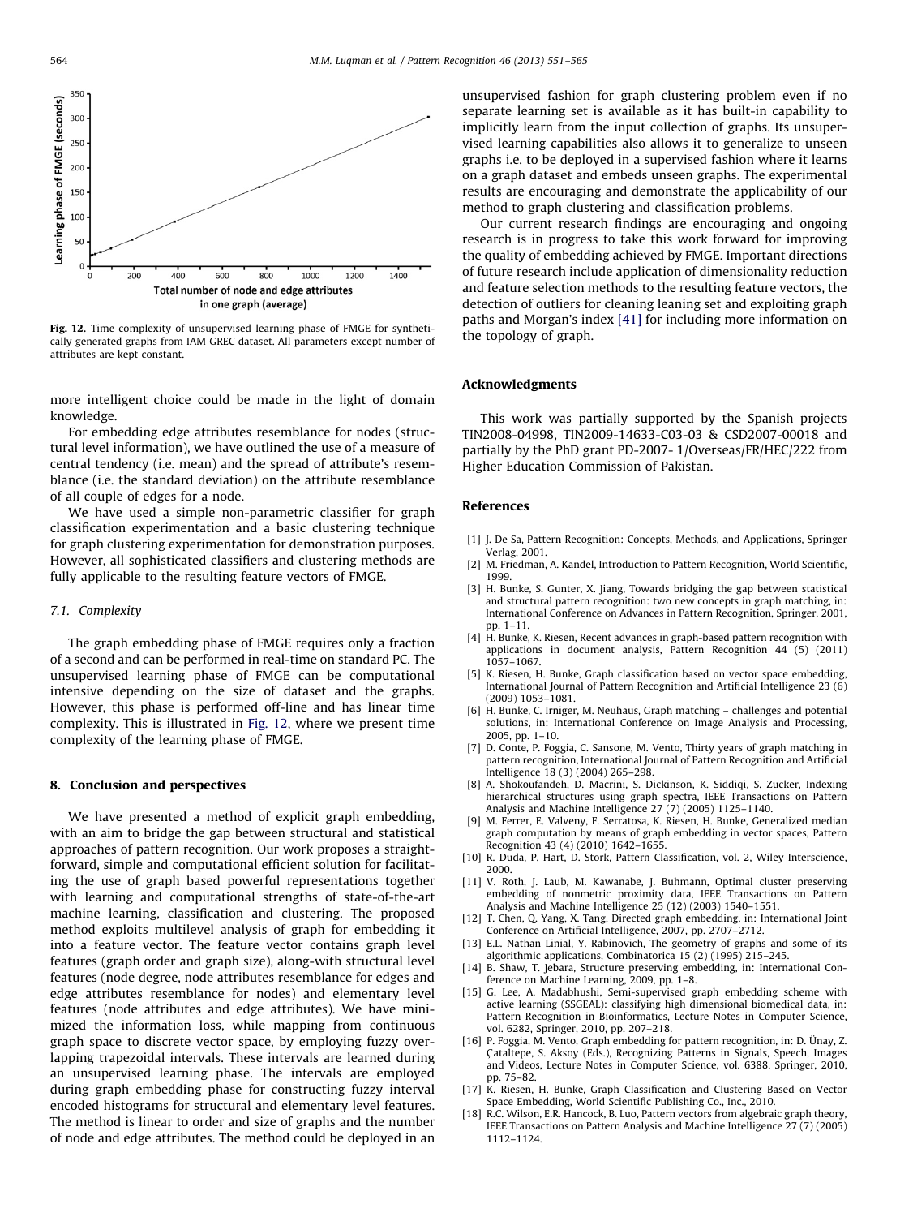Fig. 12. Time complexity of unsupervised learning phase of FMGE for synthetically generated graphs from IAM GREC dataset. All parameters except number of attributes are kept constant.

more intelligent choice could be made in the light of domain knowledge.

For embedding edge attributes resemblance for nodes (structural level information), we have outlined the use of a measure of central tendency (i.e. mean) and the spread of attribute's resemblance (i.e. the standard deviation) on the attribute resemblance of all couple of edges for a node.

We have used a simple non-parametric classifier for graph classification experimentation and a basic clustering technique for graph clustering experimentation for demonstration purposes. However, all sophisticated classifiers and clustering methods are fully applicable to the resulting feature vectors of FMGE.

### 7.1. Complexity

The graph embedding phase of FMGE requires only a fraction of a second and can be performed in real-time on standard PC. The unsupervised learning phase of FMGE can be computational intensive depending on the size of dataset and the graphs. However, this phase is performed off-line and has linear time complexity. This is illustrated in Fig. 12, where we present time complexity of the learning phase of FMGE.

## 8. Conclusion and perspectives

We have presented a method of explicit graph embedding, with an aim to bridge the gap between structural and statistical approaches of pattern recognition. Our work proposes a straightforward, simple and computational efficient solution for facilitating the use of graph based powerful representations together with learning and computational strengths of state-of-the-art machine learning, classification and clustering. The proposed method exploits multilevel analysis of graph for embedding it into a feature vector. The feature vector contains graph level features (graph order and graph size), along-with structural level features (node degree, node attributes resemblance for edges and edge attributes resemblance for nodes) and elementary level features (node attributes and edge attributes). We have minimized the information loss, while mapping from continuous graph space to discrete vector space, by employing fuzzy overlapping trapezoidal intervals. These intervals are learned during an unsupervised learning phase. The intervals are employed during graph embedding phase for constructing fuzzy interval encoded histograms for structural and elementary level features. The method is linear to order and size of graphs and the number of node and edge attributes. The method could be deployed in an unsupervised fashion for graph clustering problem even if no separate learning set is available as it has built-in capability to implicitly learn from the input collection of graphs. Its unsupervised learning capabilities also allows it to generalize to unseen graphs i.e. to be deployed in a supervised fashion where it learns on a graph dataset and embeds unseen graphs. The experimental results are encouraging and demonstrate the applicability of our method to graph clustering and classification problems.

Our current research findings are encouraging and ongoing research is in progress to take this work forward for improving the quality of embedding achieved by FMGE. Important directions of future research include application of dimensionality reduction and feature selection methods to the resulting feature vectors, the detection of outliers for cleaning leaning set and exploiting graph paths and Morgan's index [41] for including more information on the topology of graph.

## Acknowledgments

This work was partially supported by the Spanish projects TIN2008-04998, TIN2009-14633-C03-03 & CSD2007-00018 and partially by the PhD grant PD-2007- 1/Overseas/FR/HEC/222 from Higher Education Commission of Pakistan.

## References

[1] J. De Sa, Pattern Recognition: Concepts, Methods, and Applications, Springer Verlag, 2001.

[2] M. Friedman, A. Kandel, Introduction to Pattern Recognition, World Scientific, 1999.

[3] H. Bunke, S. Gunter, X. Jiang, Towards bridging the gap between statistical and structural pattern recognition: two new concepts in graph matching, in: International Conference on Advances in Pattern Recognition, Springer, 2001, pp. 1–11.

[4] H. Bunke, K. Riesen, Recent advances in graph-based pattern recognition with applications in document analysis, Pattern Recognition 44 (5) (2011) 1057–1067.

[5] K. Riesen, H. Bunke, Graph classification based on vector space embedding, International Journal of Pattern Recognition and Artificial Intelligence 23 (6) (2009) 1053–1081.

[6] H. Bunke, C. Irniger, M. Neuhaus, Graph matching – challenges and potential solutions, in: International Conference on Image Analysis and Processing, 2005, pp. 1–10.

[7] D. Conte, P. Foggia, C. Sansone, M. Vento, Thirty years of graph matching in pattern recognition, International Journal of Pattern Recognition and Artificial Intelligence 18 (3) (2004) 265–298.

[8] A. Shokoufandeh, D. Macrini, S. Dickinson, K. Siddiqi, S. Zucker, Indexing hierarchical structures using graph spectra, IEEE Transactions on Pattern Analysis and Machine Intelligence 27 (7) (2005) 1125–1140.

[9] M. Ferrer, E. Valveny, F. Serratosa, K. Riesen, H. Bunke, Generalized median graph computation by means of graph embedding in vector spaces, Pattern Recognition 43 (4) (2010) 1642–1655.

[10] R. Duda, P. Hart, D. Stork, Pattern Classification, vol. 2, Wiley Interscience, 2000.

[11] V. Roth, J. Laub, M. Kawanabe, J. Buhmann, Optimal cluster preserving embedding of nonmetric proximity data, IEEE Transactions on Pattern Analysis and Machine Intelligence 25 (12) (2003) 1540–1551.

[12] T. Chen, Q. Yang, X. Tang, Directed graph embedding, in: International Joint Conference on Artificial Intelligence, 2007, pp. 2707–2712.

[13] E.L. Nathan Linial, Y. Rabinovich, The geometry of graphs and some of its algorithmic applications, Combinatorica 15 (2) (1995) 215–245.

[14] B. Shaw, T. Jebara, Structure preserving embedding, in: International Conference on Machine Learning, 2009, pp. 1–8.

[15] G. Lee, A. Madabhushi, Semi-supervised graph embedding scheme with active learning (SSGEAL): classifying high dimensional biomedical data, in: Pattern Recognition in Bioinformatics, Lecture Notes in Computer Science, vol. 6282, Springer, 2010, pp. 207–218.

[16] P. Foggia, M. Vento, Graph embedding for pattern recognition, in: D. Ünay, Z. Çataltepe, S. Aksoy (Eds.), Recognizing Patterns in Signals, Speech, Images and Videos, Lecture Notes in Computer Science, vol. 6388, Springer, 2010, pp. 75–82.

[17] K. Riesen, H. Bunke, Graph Classification and Clustering Based on Vector Space Embedding, World Scientific Publishing Co., Inc., 2010.

[18] R.C. Wilson, E.R. Hancock, B. Luo, Pattern vectors from algebraic graph theory, IEEE Transactions on Pattern Analysis and Machine Intelligence 27 (7) (2005) 1112–1124.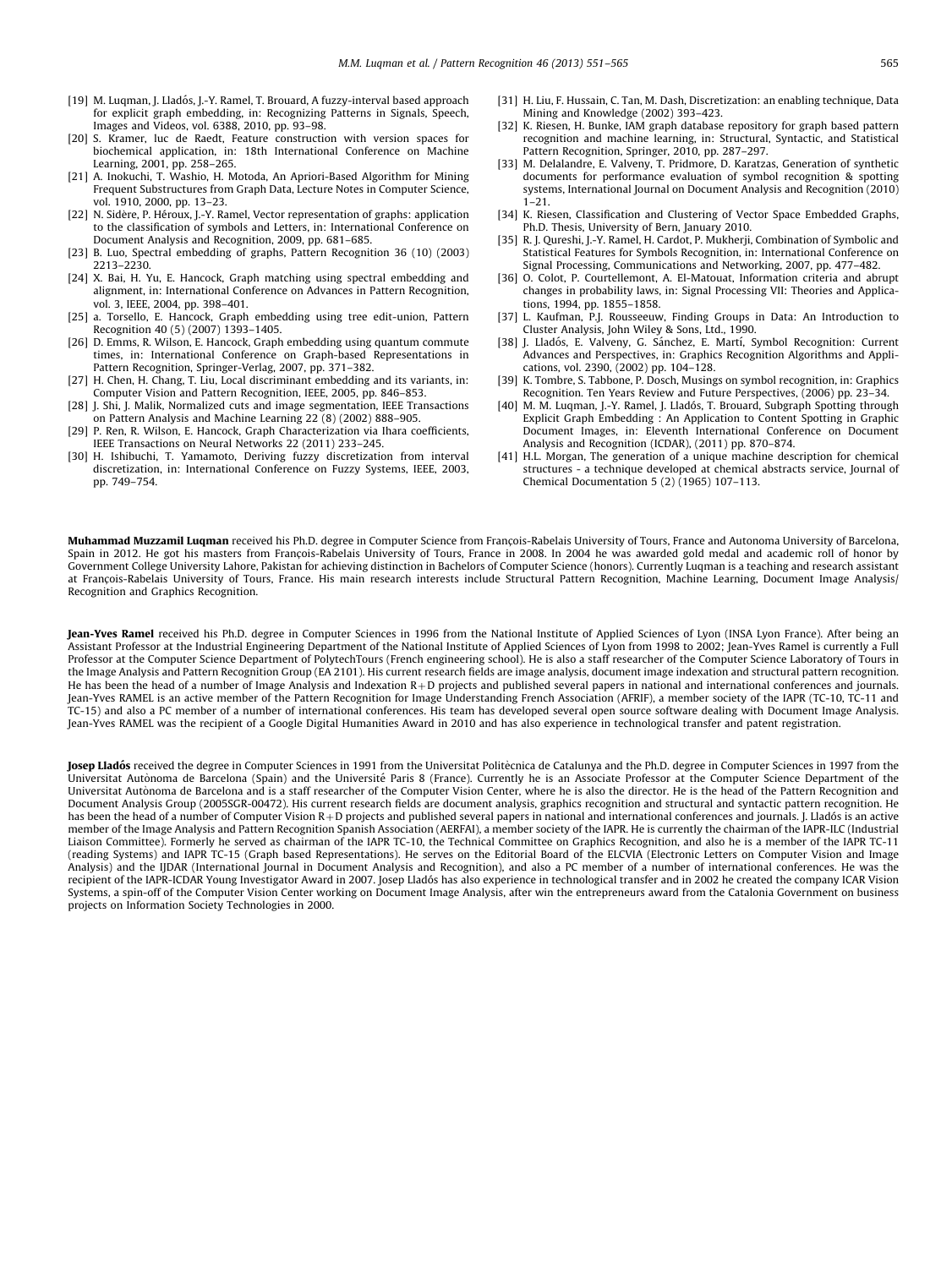[19] M. Luqman, J. Lladós, J.-Y. Ramel, T. Brouard, A fuzzy-interval based approach for explicit graph embedding, in: Recognizing Patterns in Signals, Speech, Images and Videos, vol. 6388, 2010, pp. 93–98.

[20] S. Kramer, luc de Raedt, Feature construction with version spaces for biochemical application, in: 18th International Conference on Machine Learning, 2001, pp. 258–265.

[21] A. Inokuchi, T. Washio, H. Motoda, An Apriori-Based Algorithm for Mining Frequent Substructures from Graph Data, Lecture Notes in Computer Science, vol. 1910, 2000, pp. 13–23.

[22] N. Sidère, P. Héroux, J.-Y. Ramel, Vector representation of graphs: application to the classification of symbols and Letters, in: International Conference on Document Analysis and Recognition, 2009, pp. 681–685.

[23] B. Luo, Spectral embedding of graphs, Pattern Recognition 36 (10) (2003) 2213–2230.

[24] X. Bai, H. Yu, E. Hancock, Graph matching using spectral embedding and alignment, in: International Conference on Advances in Pattern Recognition, vol. 3, IEEE, 2004, pp. 398–401.

[25] a. Torsello, E. Hancock, Graph embedding using tree edit-union, Pattern Recognition 40 (5) (2007) 1393–1405.

[26] D. Emms, R. Wilson, E. Hancock, Graph embedding using quantum commute times, in: International Conference on Graph-based Representations in Pattern Recognition, Springer-Verlag, 2007, pp. 371–382.

[27] H. Chen, H. Chang, T. Liu, Local discriminant embedding and its variants, in: Computer Vision and Pattern Recognition, IEEE, 2005, pp. 846–853.

[28] J. Shi, J. Malik, Normalized cuts and image segmentation, IEEE Transactions on Pattern Analysis and Machine Learning 22 (8) (2002) 888–905.

[29] P. Ren, R. Wilson, E. Hancock, Graph Characterization via Ihara coefficients, IEEE Transactions on Neural Networks 22 (2011) 233–245.

[30] H. Ishibuchi, T. Yamamoto, Deriving fuzzy discretization from interval discretization, in: International Conference on Fuzzy Systems, IEEE, 2003, pp. 749–754.

[31] H. Liu, F. Hussain, C. Tan, M. Dash, Discretization: an enabling technique, Data Mining and Knowledge (2002) 393–423.

[32] K. Riesen, H. Bunke, IAM graph database repository for graph based pattern recognition and machine learning, in: Structural, Syntactic, and Statistical Pattern Recognition, Springer, 2010, pp. 287–297.

[33] M. Delalandre, E. Valveny, T. Pridmore, D. Karatzas, Generation of synthetic documents for performance evaluation of symbol recognition & spotting systems, International Journal on Document Analysis and Recognition (2010) 1–21.

[34] K. Riesen, Classification and Clustering of Vector Space Embedded Graphs, Ph.D. Thesis, University of Bern, January 2010.

[35] R. J. Qureshi, J.-Y. Ramel, H. Cardot, P. Mukherji, Combination of Symbolic and Statistical Features for Symbols Recognition, in: International Conference on Signal Processing, Communications and Networking, 2007, pp. 477–482.

[36] O. Colot, P. Courtellemont, A. El-Matouat, Information criteria and abrupt changes in probability laws, in: Signal Processing VII: Theories and Applications, 1994, pp. 1855–1858.

[37] L. Kaufman, P.J. Rousseeuw, Finding Groups in Data: An Introduction to Cluster Analysis, John Wiley & Sons, Ltd., 1990.

[38] J. Lladós, E. Valveny, G. Sánchez, E. Martí, Symbol Recognition: Current Advances and Perspectives, in: Graphics Recognition Algorithms and Applications, vol. 2390, (2002) pp. 104–128.

[39] K. Tombre, S. Tabbone, P. Dosch, Musings on symbol recognition, in: Graphics Recognition. Ten Years Review and Future Perspectives, (2006) pp. 23–34.

[40] M. M. Luqman, J.-Y. Ramel, J. Lladós, T. Brouard, Subgraph Spotting through Explicit Graph Embedding : An Application to Content Spotting in Graphic Document Images, in: Eleventh International Conference on Document Analysis and Recognition (ICDAR), (2011) pp. 870–874.

[41] H.L. Morgan, The generation of a unique machine description for chemical structures - a technique developed at chemical abstracts service, Journal of Chemical Documentation 5 (2) (1965) 107–113.

**Muhammad Muzzamil Luqman** received his Ph.D. degree in Computer Science from François-Rabelais University of Tours, France and Autonoma University of Barcelona, Spain in 2012. He got his masters from François-Rabelais University of Tours, France in 2008. In 2004 he was awarded gold medal and academic roll of honor by Government College University Lahore, Pakistan for achieving distinction in Bachelors of Computer Science (honors). Currently Luqman is a teaching and research assistant at François-Rabelais University of Tours, France. His main research interests include Structural Pattern Recognition, Machine Learning, Document Image Analysis/ Recognition and Graphics Recognition.

**Jean-Yves Ramel** received his Ph.D. degree in Computer Sciences in 1996 from the National Institute of Applied Sciences of Lyon (INSA Lyon France). After being an Assistant Professor at the Industrial Engineering Department of the National Institute of Applied Sciences of Lyon from 1998 to 2002; Jean-Yves Ramel is currently a Full Professor at the Computer Science Department of PolytechTours (French engineering school). He is also a staff researcher of the Computer Science Laboratory of Tours in the Image Analysis and Pattern Recognition Group (EA 2101). His current research fields are image analysis, document image indexation and structural pattern recognition. He has been the head of a number of Image Analysis and Indexation R+D projects and published several papers in national and international conferences and journals. Jean-Yves RAMEL is an active member of the Pattern Recognition for Image Understanding French Association (AFRIF), a member society of the IAPR (TC-10, TC-11 and TC-15) and also a PC member of a number of international conferences. His team has developed several open source software dealing with Document Image Analysis. Jean-Yves RAMEL was the recipient of a Google Digital Humanities Award in 2010 and has also experience in technological transfer and patent registration.

**Josep Lladós** received the degree in Computer Sciences in 1991 from the Universitat Politècnica de Catalunya and the Ph.D. degree in Computer Sciences in 1997 from the Universitat Autònoma de Barcelona (Spain) and the Université Paris 8 (France). Currently he is an Associate Professor at the Computer Science Department of the Universitat Autònoma de Barcelona and is a staff researcher of the Computer Vision Center, where he is also the director. He is the head of the Pattern Recognition and Document Analysis Group (2005SGR-00472). His current research fields are document analysis, graphics recognition and structural and syntactic pattern recognition. He has been the head of a number of Computer Vision R+D projects and published several papers in national and international conferences and journals. J. Lladós is an active member of the Image Analysis and Pattern Recognition Spanish Association (AERFAI), a member society of the IAPR. He is currently the chairman of the IAPR-ILC (Industrial Liaison Committee). Formerly he served as chairman of the IAPR TC-10, the Technical Committee on Graphics Recognition, and also he is a member of the IAPR TC-11 (reading Systems) and IAPR TC-15 (Graph based Representations). He serves on the Editorial Board of the ELCVIA (Electronic Letters on Computer Vision and Image Analysis) and the IJDAR (International Journal in Document Analysis and Recognition), and also a PC member of a number of international conferences. He was the recipient of the IAPR-ICDAR Young Investigator Award in 2007. Josep Lladós has also experience in technological transfer and in 2002 he created the company ICAR Vision Systems, a spin-off of the Computer Vision Center working on Document Image Analysis, after win the entrepreneurs award from the Catalonia Government on business projects on Information Society Technologies in 2000.